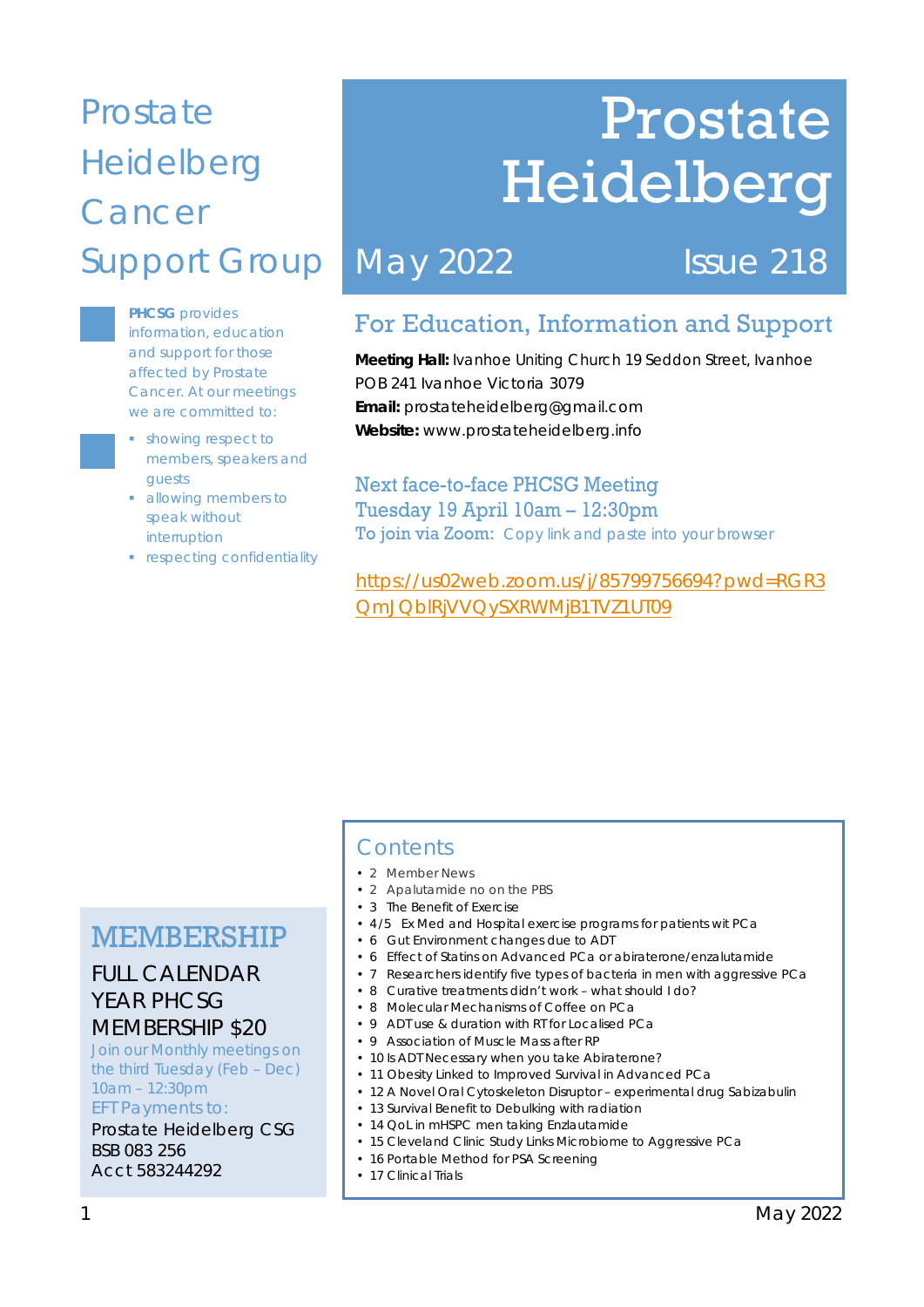# Prostate Heidelberg Cancer Support Group

**PHCSG** provides information, education and support for those affected by Prostate Cancer. At our meetings we are committed to:

- showing respect to members, speakers and guests
- allowing members to speak without interruption
- respecting confidentiality

# Prostate Heidelberg

## May 2022 Issue 218

## For Education, Information and Support

**Meeting Hall:** Ivanhoe Uniting Church 19 Seddon Street, Ivanhoe
POB 241 Ivanhoe Victoria 3079
**Email:** prostateheidelberg@gmail.com
**Website:** www.prostateheidelberg.info

### Next face-to-face PHCSG Meeting
### Tuesday 19 April 10am – 12:30pm

To join via Zoom: Copy link and paste into your browser

https://us02web.zoom.us/j/85799756694?pwd=RGR3QmJQblRjVVQySXRWMjB1TVZ1UT09

## MEMBERSHIP

FULL CALENDAR YEAR PHCSG MEMBERSHIP $20

Join our Monthly meetings on the third Tuesday (Feb – Dec) 10am – 12:30pm

EFT Payments to:
Prostate Heidelberg CSG
BSB 083 256
Acct 583244292

## Contents

- 2 Member News
- 2 Apalutamide no on the PBS
- 3 The Benefit of Exercise
- 4/5 ExMed and Hospital exercise programs for patients wit PCa
- 6 Gut Environment changes due to ADT
- 6 Effect of Statins on Advanced PCa or abiraterone/enzalutamide
- 7 Researchers identify five types of bacteria in men with aggressive PCa
- 8 Curative treatments didn't work – what should I do?
- 8 Molecular Mechanisms of Coffee on PCa
- 9 ADT use & duration with RT for Localised PCa
- 9 Association of Muscle Mass after RP
- 10 Is ADT Necessary when you take Abiraterone?
- 11 Obesity Linked to Improved Survival in Advanced PCa
- 12 A Novel Oral Cytoskeleton Disruptor – experimental drug Sabizabulin
- 13 Survival Benefit to Debulking with radiation
- 14 QoL in mHSPC men taking Enzlautamide
- 15 Cleveland Clinic Study Links Microbiome to Aggressive PCa
- 16 Portable Method for PSA Screening
- 17 Clinical Trials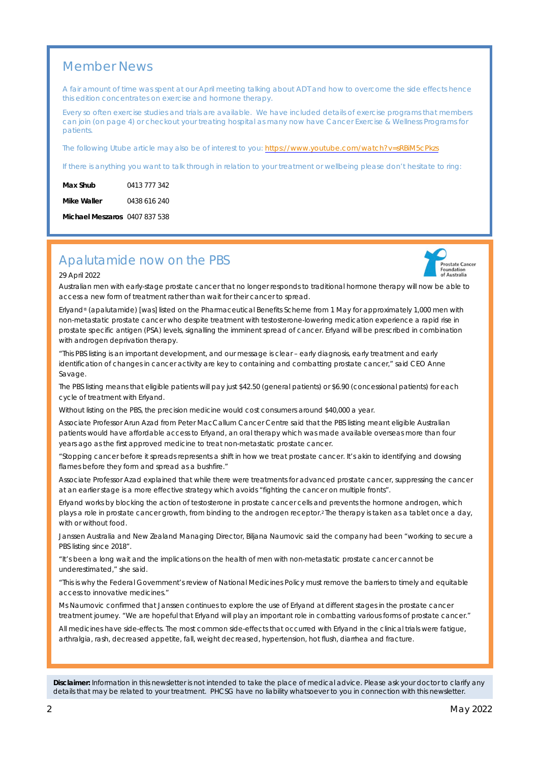## Member News

A fair amount of time was spent at our April meeting talking about ADT and how to overcome the side effects hence this edition concentrates on exercise and hormone therapy.

Every so often exercise studies and trials are available. We have included details of exercise programs that members can join (on page 4) or check out your treating hospital as many now have Cancer Exercise & Wellness Programs for patients.

The following Utube article may also be of interest to you: https://www.youtube.com/watch?v=sRBiM5cPkzs

If there is anything you want to talk through in relation to your treatment or wellbeing please don't hesitate to ring:

**Max Shub** 0413 777 342

**Mike Waller** 0438 616 240

**Michael Meszaros** 0407 837 538

## Apalutamide now on the PBS

Prostate Cancer Foundation of Australia

29 April 2022

Australian men with early-stage prostate cancer that no longer responds to traditional hormone therapy will now be able to access a new form of treatment rather than wait for their cancer to spread.

Erlyand® (apalutamide) [was] listed on the Pharmaceutical Benefits Scheme from 1 May for approximately 1,000 men with non-metastatic prostate cancer who despite treatment with testosterone-lowering medication experience a rapid rise in prostate specific antigen (PSA) levels, signalling the imminent spread of cancer. Erlyand will be prescribed in combination with androgen deprivation therapy.

"This PBS listing is an important development, and our message is clear – early diagnosis, early treatment and early identification of changes in cancer activity are key to containing and combatting prostate cancer," said CEO Anne Savage.

The PBS listing means that eligible patients will pay just $42.50 (general patients) or $6.90 (concessional patients) for each cycle of treatment with Erlyand.

Without listing on the PBS, the precision medicine would cost consumers around $40,000 a year.

Associate Professor Arun Azad from Peter MacCallum Cancer Centre said that the PBS listing meant eligible Australian patients would have affordable access to Erlyand, an oral therapy which was made available overseas more than four years ago as the first approved medicine to treat non-metastatic prostate cancer.

"Stopping cancer before it spreads represents a shift in how we treat prostate cancer. It's akin to identifying and dowsing flames before they form and spread as a bushfire."

Associate Professor Azad explained that while there were treatments for advanced prostate cancer, suppressing the cancer at an earlier stage is a more effective strategy which avoids "fighting the cancer on multiple fronts".

Erlyand works by blocking the action of testosterone in prostate cancer cells and prevents the hormone androgen, which plays a role in prostate cancer growth, from binding to the androgen receptor.[2] The therapy is taken as a tablet once a day, with or without food.

Janssen Australia and New Zealand Managing Director, Biljana Naumovic said the company had been "working to secure a PBS listing since 2018".

"It's been a long wait and the implications on the health of men with non-metastatic prostate cancer cannot be underestimated," she said.

"This is why the Federal Government's review of National Medicines Policy must remove the barriers to timely and equitable access to innovative medicines."

Ms Naumovic confirmed that Janssen continues to explore the use of Erlyand at different stages in the prostate cancer treatment journey. "We are hopeful that Erlyand will play an important role in combatting various forms of prostate cancer."

All medicines have side-effects. The most common side-effects that occurred with Erlyand in the clinical trials were fatigue, arthralgia, rash, decreased appetite, fall, weight decreased, hypertension, hot flush, diarrhea and fracture.

**Disclaimer:** Information in this newsletter is not intended to take the place of medical advice. Please ask your doctor to clarify any details that may be related to your treatment. PHCSG have no liability whatsoever to you in connection with this newsletter.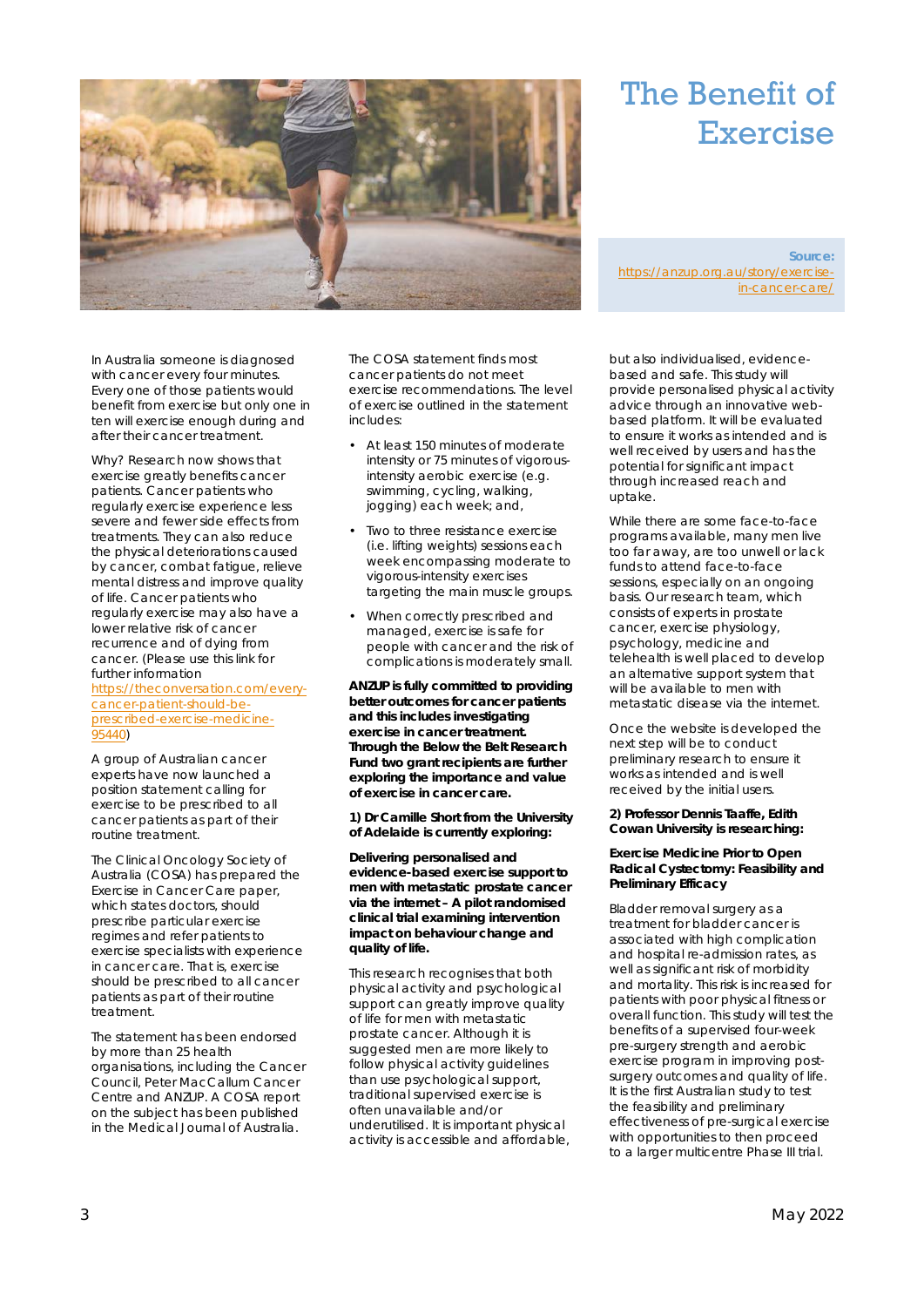# The Benefit of Exercise

**Source:** [https://anzup.org.au/story/exercise-in-cancer-care/](https://anzup.org.au/story/exercise-in-cancer-care/)

In Australia someone is diagnosed with cancer every four minutes. Every one of those patients would benefit from exercise but only one in ten will exercise enough during and after their cancer treatment.

Why? Research now shows that exercise greatly benefits cancer patients. Cancer patients who regularly exercise experience less severe and fewer side effects from treatments. They can also reduce the physical deteriorations caused by cancer, combat fatigue, relieve mental distress and improve quality of life. Cancer patients who regularly exercise may also have a lower relative risk of cancer recurrence and of dying from cancer. (Please use this link for further information [https://theconversation.com/every-cancer-patient-should-be-prescribed-exercise-medicine-95440](https://theconversation.com/every-cancer-patient-should-be-prescribed-exercise-medicine-95440))

A group of Australian cancer experts have now launched a position statement calling for exercise to be prescribed to all cancer patients as part of their routine treatment.

The Clinical Oncology Society of Australia (COSA) has prepared the Exercise in Cancer Care paper, which states doctors, should prescribe particular exercise regimes and refer patients to exercise specialists with experience in cancer care. That is, exercise should be prescribed to all cancer patients as part of their routine treatment.

The statement has been endorsed by more than 25 health organisations, including the Cancer Council, Peter MacCallum Cancer Centre and ANZUP. A COSA report on the subject has been published in the Medical Journal of Australia.

The COSA statement finds most cancer patients do not meet exercise recommendations. The level of exercise outlined in the statement includes:

- At least 150 minutes of moderate intensity or 75 minutes of vigorous-intensity aerobic exercise (e.g. swimming, cycling, walking, jogging) each week; and,
- Two to three resistance exercise (i.e. lifting weights) sessions each week encompassing moderate to vigorous-intensity exercises targeting the main muscle groups.
- When correctly prescribed and managed, exercise is safe for people with cancer and the risk of complications is moderately small.

**ANZUP is fully committed to providing better outcomes for cancer patients and this includes investigating exercise in cancer treatment. Through the Below the Belt Research Fund two grant recipients are further exploring the importance and value of exercise in cancer care.**

**1) Dr Camille Short from the University of Adelaide is currently exploring:**

**Delivering personalised and evidence-based exercise support to men with metastatic prostate cancer via the internet – A pilot randomised clinical trial examining intervention impact on behaviour change and quality of life.**

This research recognises that both physical activity and psychological support can greatly improve quality of life for men with metastatic prostate cancer. Although it is suggested men are more likely to follow physical activity guidelines than use psychological support, traditional supervised exercise is often unavailable and/or underutilised. It is important physical activity is accessible and affordable, but also individualised, evidence-based and safe. This study will provide personalised physical activity advice through an innovative web-based platform. It will be evaluated to ensure it works as intended and is well received by users and has the potential for significant impact through increased reach and uptake.

While there are some face-to-face programs available, many men live too far away, are too unwell or lack funds to attend face-to-face sessions, especially on an ongoing basis. Our research team, which consists of experts in prostate cancer, exercise physiology, psychology, medicine and telehealth is well placed to develop an alternative support system that will be available to men with metastatic disease via the internet.

Once the website is developed the next step will be to conduct preliminary research to ensure it works as intended and is well received by the initial users.

**2) Professor Dennis Taaffe, Edith Cowan University is researching:**

**Exercise Medicine Prior to Open Radical Cystectomy: Feasibility and Preliminary Efficacy**

Bladder removal surgery as a treatment for bladder cancer is associated with high complication and hospital re-admission rates, as well as significant risk of morbidity and mortality. This risk is increased for patients with poor physical fitness or overall function. This study will test the benefits of a supervised four-week pre-surgery strength and aerobic exercise program in improving post-surgery outcomes and quality of life. It is the first Australian study to test the feasibility and preliminary effectiveness of pre-surgical exercise with opportunities to then proceed to a larger multicentre Phase III trial.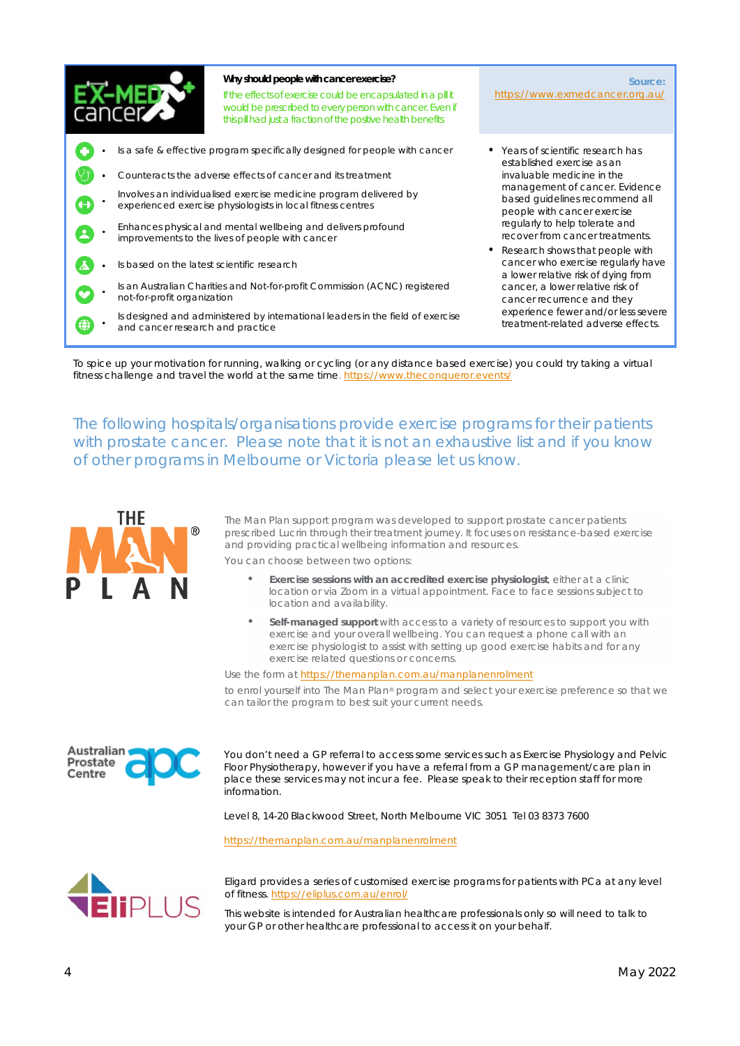**Why should people with cancer exercise?**

If the effects of exercise could be encapsulated in a pill it would be prescribed to every person with cancer. Even if this pill had just a fraction of the positive health benefits

**Source:** https://www.exmedcancer.org.au/

- Is a safe & effective program specifically designed for people with cancer
- Counteracts the adverse effects of cancer and its treatment
- Involves an individualised exercise medicine program delivered by experienced exercise physiologists in local fitness centres
- Enhances physical and mental wellbeing and delivers profound improvements to the lives of people with cancer
- Is based on the latest scientific research
- Is an Australian Charities and Not-for-profit Commission (ACNC) registered not-for-profit organization
- Is designed and administered by international leaders in the field of exercise and cancer research and practice

- Years of scientific research has established exercise as an invaluable medicine in the management of cancer. Evidence based guidelines recommend all people with cancer exercise regularly to help tolerate and recover from cancer treatments.
- Research shows that people with cancer who exercise regularly have a lower relative risk of dying from cancer, a lower relative risk of cancer recurrence and they experience fewer and/or less severe treatment-related adverse effects.

To spice up your motivation for running, walking or cycling (or any distance based exercise) you could try taking a virtual fitness challenge and travel the world at the same time. https://www.theconqueror.events/

## The following hospitals/organisations provide exercise programs for their patients with prostate cancer. Please note that it is not an exhaustive list and if you know of other programs in Melbourne or Victoria please let us know.

**THE MAN PLAN**

The Man Plan support program was developed to support prostate cancer patients prescribed Lucrin through their treatment journey. It focuses on resistance-based exercise and providing practical wellbeing information and resources.

You can choose between two options:

- **Exercise sessions with an accredited exercise physiologist**, either at a clinic location or via Zoom in a virtual appointment. Face to face sessions subject to location and availability.
- **Self-managed support** with access to a variety of resources to support you with exercise and your overall wellbeing. You can request a phone call with an exercise physiologist to assist with setting up good exercise habits and for any exercise related questions or concerns.

Use the form at https://themanplan.com.au/manplanenrolment

to enrol yourself into The Man Plan® program and select your exercise preference so that we can tailor the program to best suit your current needs.

**Australian Prostate Centre (apc)**

You don't need a GP referral to access some services such as Exercise Physiology and Pelvic Floor Physiotherapy, however if you have a referral from a GP management/care plan in place these services may not incur a fee. Please speak to their reception staff for more information.

Level 8, 14-20 Blackwood Street, North Melbourne VIC 3051 Tel 03 8373 7600

https://themanplan.com.au/manplanenrolment

**EliPLUS**

Eligard provides a series of customised exercise programs for patients with PCa at any level of fitness. https://eliplus.com.au/enrol/

This website is intended for Australian healthcare professionals only so will need to talk to your GP or other healthcare professional to access it on your behalf.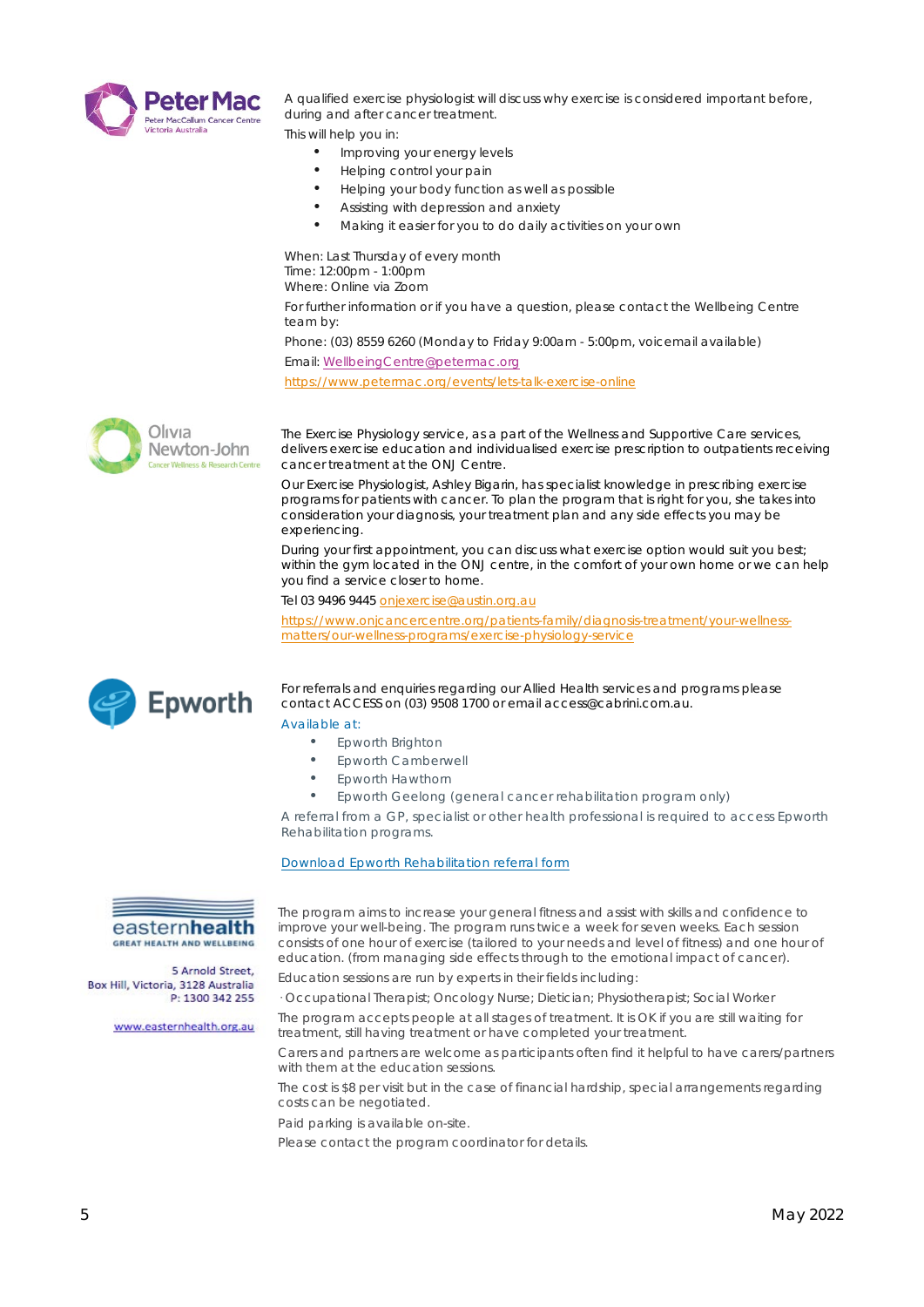Peter Mac
Peter MacCallum Cancer Centre
Victoria Australia

A qualified exercise physiologist will discuss why exercise is considered important before, during and after cancer treatment.

This will help you in:

- Improving your energy levels
- Helping control your pain
- Helping your body function as well as possible
- Assisting with depression and anxiety
- Making it easier for you to do daily activities on your own

When: Last Thursday of every month
Time: 12:00pm - 1:00pm
Where: Online via Zoom

For further information or if you have a question, please contact the Wellbeing Centre team by:

Phone: (03) 8559 6260 (Monday to Friday 9:00am - 5:00pm, voicemail available)

Email: WellbeingCentre@petermac.org

https://www.petermac.org/events/lets-talk-exercise-online

Olivia Newton-John
Cancer Wellness & Research Centre

The Exercise Physiology service, as a part of the Wellness and Supportive Care services, delivers exercise education and individualised exercise prescription to outpatients receiving cancer treatment at the ONJ Centre.

Our Exercise Physiologist, Ashley Bigarin, has specialist knowledge in prescribing exercise programs for patients with cancer. To plan the program that is right for you, she takes into consideration your diagnosis, your treatment plan and any side effects you may be experiencing.

During your first appointment, you can discuss what exercise option would suit you best; within the gym located in the ONJ centre, in the comfort of your own home or we can help you find a service closer to home.

Tel 03 9496 9445 onjexercise@austin.org.au

https://www.onjcancercentre.org/patients-family/diagnosis-treatment/your-wellness-matters/our-wellness-programs/exercise-physiology-service

Epworth

For referrals and enquiries regarding our Allied Health services and programs please contact ACCESS on (03) 9508 1700 or email access@cabrini.com.au.

Available at:

- Epworth Brighton
- Epworth Camberwell
- Epworth Hawthorn
- Epworth Geelong (general cancer rehabilitation program only)

A referral from a GP, specialist or other health professional is required to access Epworth Rehabilitation programs.

Download Epworth Rehabilitation referral form

easternhealth
GREAT HEALTH AND WELLBEING

5 Arnold Street,
Box Hill, Victoria, 3128 Australia
P: 1300 342 255

www.easternhealth.org.au

The program aims to increase your general fitness and assist with skills and confidence to improve your well-being. The program runs twice a week for seven weeks. Each session consists of one hour of exercise (tailored to your needs and level of fitness) and one hour of education. (from managing side effects through to the emotional impact of cancer).

Education sessions are run by experts in their fields including:

· Occupational Therapist; Oncology Nurse; Dietician; Physiotherapist; Social Worker

The program accepts people at all stages of treatment. It is OK if you are still waiting for treatment, still having treatment or have completed your treatment.

Carers and partners are welcome as participants often find it helpful to have carers/partners with them at the education sessions.

The cost is $8 per visit but in the case of financial hardship, special arrangements regarding costs can be negotiated.

Paid parking is available on-site.

Please contact the program coordinator for details.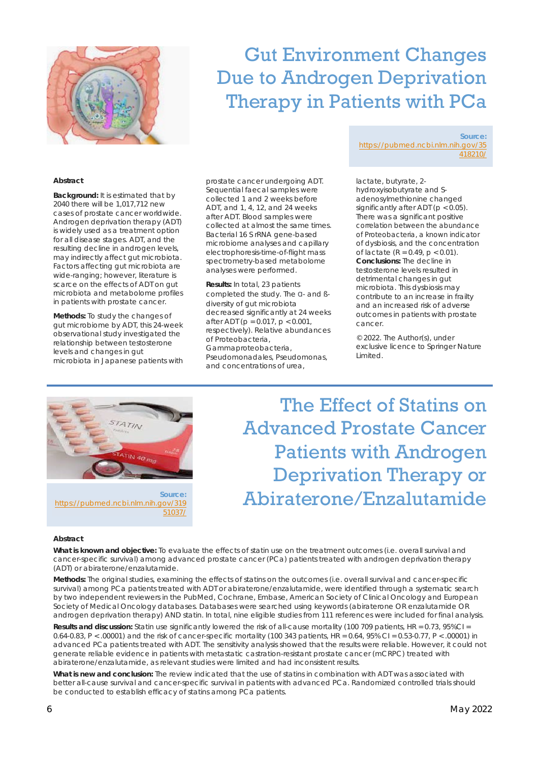# Gut Environment Changes Due to Androgen Deprivation Therapy in Patients with PCa

**Source:** https://pubmed.ncbi.nlm.nih.gov/35418210/

### Abstract

**Background:** It is estimated that by 2040 there will be 1,017,712 new cases of prostate cancer worldwide. Androgen deprivation therapy (ADT) is widely used as a treatment option for all disease stages. ADT, and the resulting decline in androgen levels, may indirectly affect gut microbiota. Factors affecting gut microbiota are wide-ranging; however, literature is scarce on the effects of ADT on gut microbiota and metabolome profiles in patients with prostate cancer.

**Methods:** To study the changes of gut microbiome by ADT, this 24-week observational study investigated the relationship between testosterone levels and changes in gut microbiota in Japanese patients with prostate cancer undergoing ADT. Sequential faecal samples were collected 1 and 2 weeks before ADT, and 1, 4, 12, and 24 weeks after ADT. Blood samples were collected at almost the same times. Bacterial 16 S rRNA gene-based microbiome analyses and capillary electrophoresis-time-of-flight mass spectrometry-based metabolome analyses were performed.

**Results:** In total, 23 patients completed the study. The α- and ß-diversity of gut microbiota decreased significantly at 24 weeks after ADT ($p = 0.017$, $p < 0.001$, respectively). Relative abundances of Proteobacteria, Gammaproteobacteria, Pseudomonadales, Pseudomonas, and concentrations of urea, lactate, butyrate, 2-hydroxyisobutyrate and S-adenosylmethionine changed significantly after ADT ($p < 0.05$). There was a significant positive correlation between the abundance of Proteobacteria, a known indicator of dysbiosis, and the concentration of lactate ($R = 0.49$, $p < 0.01$).

**Conclusions:** The decline in testosterone levels resulted in detrimental changes in gut microbiota. This dysbiosis may contribute to an increase in frailty and an increased risk of adverse outcomes in patients with prostate cancer.

© 2022. The Author(s), under exclusive licence to Springer Nature Limited.

# The Effect of Statins on Advanced Prostate Cancer Patients with Androgen Deprivation Therapy or Abiraterone/Enzalutamide

**Source:** https://pubmed.ncbi.nlm.nih.gov/31951037/

### Abstract

**What is known and objective:** To evaluate the effects of statin use on the treatment outcomes (i.e. overall survival and cancer-specific survival) among advanced prostate cancer (PCa) patients treated with androgen deprivation therapy (ADT) or abiraterone/enzalutamide.

**Methods:** The original studies, examining the effects of statins on the outcomes (i.e. overall survival and cancer-specific survival) among PCa patients treated with ADT or abiraterone/enzalutamide, were identified through a systematic search by two independent reviewers in the PubMed, Cochrane, Embase, American Society of Clinical Oncology and European Society of Medical Oncology databases. Databases were searched using keywords (abiraterone OR enzalutamide OR androgen deprivation therapy) AND statin. In total, nine eligible studies from 111 references were included for final analysis.

**Results and discussion:** Statin use significantly lowered the risk of all-cause mortality (100 709 patients, HR = 0.73, 95%CI = 0.64-0.83, P <.00001) and the risk of cancer-specific mortality (100 343 patients, HR = 0.64, 95% CI = 0.53-0.77, P <.00001) in advanced PCa patients treated with ADT. The sensitivity analysis showed that the results were reliable. However, it could not generate reliable evidence in patients with metastatic castration-resistant prostate cancer (mCRPC) treated with abiraterone/enzalutamide, as relevant studies were limited and had inconsistent results.

**What is new and conclusion:** The review indicated that the use of statins in combination with ADT was associated with better all-cause survival and cancer-specific survival in patients with advanced PCa. Randomized controlled trials should be conducted to establish efficacy of statins among PCa patients.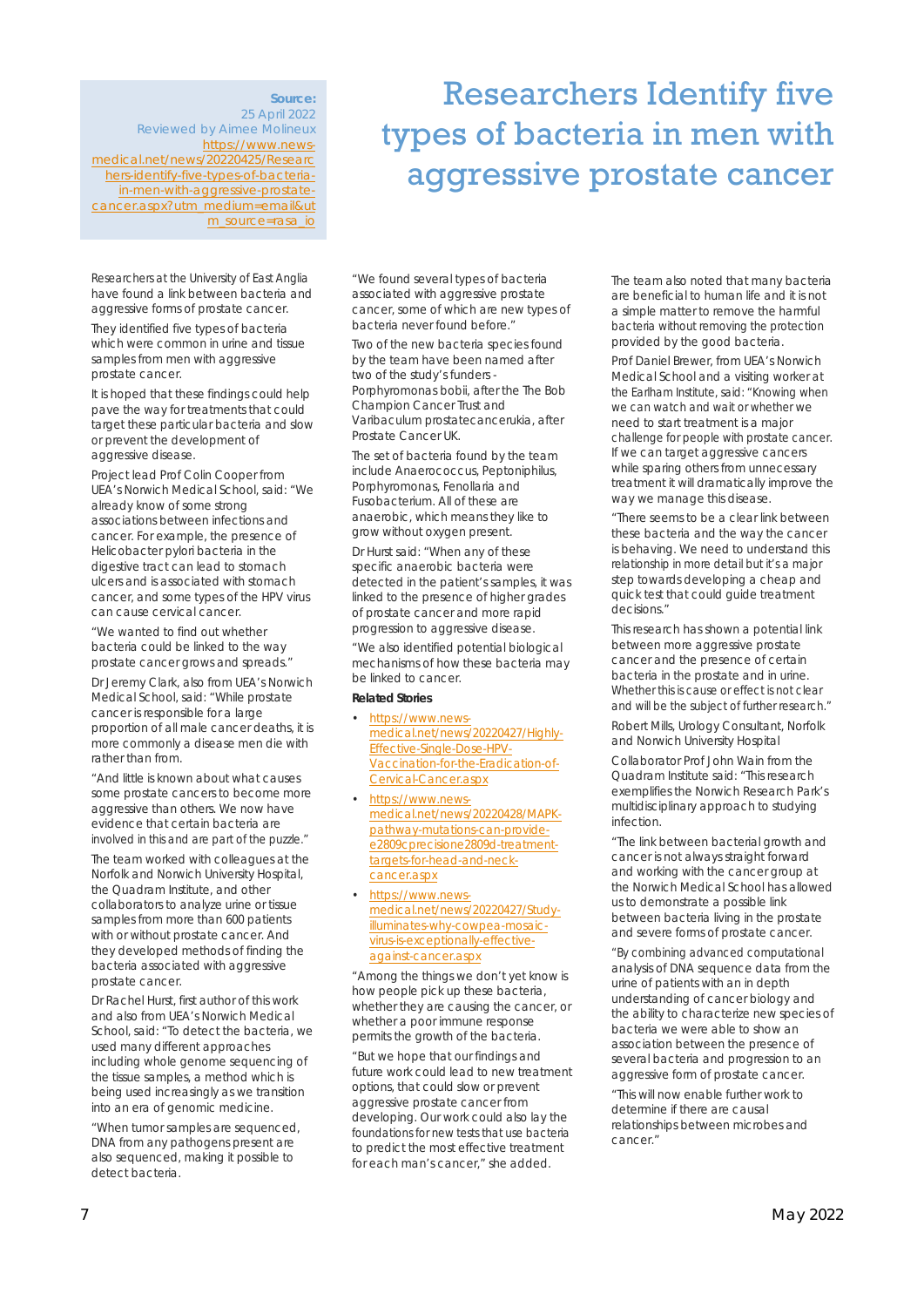**Source:**
25 April 2022
Reviewed by Aimee Molineux
https://www.news-medical.net/news/20220425/Researchers-identify-five-types-of-bacteria-in-men-with-aggressive-prostate-cancer.aspx?utm_medium=email&utm_source=rasa_io

# Researchers Identify five types of bacteria in men with aggressive prostate cancer

Researchers at the University of East Anglia have found a link between bacteria and aggressive forms of prostate cancer.

They identified five types of bacteria which were common in urine and tissue samples from men with aggressive prostate cancer.

It is hoped that these findings could help pave the way for treatments that could target these particular bacteria and slow or prevent the development of aggressive disease.

Project lead Prof Colin Cooper from UEA's Norwich Medical School, said: "We already know of some strong associations between infections and cancer. For example, the presence of Helicobacter pylori bacteria in the digestive tract can lead to stomach ulcers and is associated with stomach cancer, and some types of the HPV virus can cause cervical cancer.

"We wanted to find out whether bacteria could be linked to the way prostate cancer grows and spreads."

Dr Jeremy Clark, also from UEA's Norwich Medical School, said: "While prostate cancer is responsible for a large proportion of all male cancer deaths, it is more commonly a disease men die with rather than from.

"And little is known about what causes some prostate cancers to become more aggressive than others. We now have evidence that certain bacteria are involved in this and are part of the puzzle."

The team worked with colleagues at the Norfolk and Norwich University Hospital, the Quadram Institute, and other collaborators to analyze urine or tissue samples from more than 600 patients with or without prostate cancer. And they developed methods of finding the bacteria associated with aggressive prostate cancer.

Dr Rachel Hurst, first author of this work and also from UEA's Norwich Medical School, said: "To detect the bacteria, we used many different approaches including whole genome sequencing of the tissue samples, a method which is being used increasingly as we transition into an era of genomic medicine.

"When tumor samples are sequenced, DNA from any pathogens present are also sequenced, making it possible to detect bacteria.

"We found several types of bacteria associated with aggressive prostate cancer, some of which are new types of bacteria never found before."

Two of the new bacteria species found by the team have been named after two of the study's funders - Porphyromonas bobii, after the The Bob Champion Cancer Trust and Varibaculum prostatecancerukia, after Prostate Cancer UK.

The set of bacteria found by the team include Anaerococcus, Peptoniphilus, Porphyromonas, Fenollaria and Fusobacterium. All of these are anaerobic, which means they like to grow without oxygen present.

Dr Hurst said: "When any of these specific anaerobic bacteria were detected in the patient's samples, it was linked to the presence of higher grades of prostate cancer and more rapid progression to aggressive disease.

"We also identified potential biological mechanisms of how these bacteria may be linked to cancer.

**Related Stories**

- https://www.news-medical.net/news/20220427/Highly-Effective-Single-Dose-HPV-Vaccination-for-the-Eradication-of-Cervical-Cancer.aspx
- https://www.news-medical.net/news/20220428/MAPK-pathway-mutations-can-provide-e2809cprecisione2809d-treatment-targets-for-head-and-neck-cancer.aspx
- https://www.news-medical.net/news/20220427/Study-illuminates-why-cowpea-mosaic-virus-is-exceptionally-effective-against-cancer.aspx

"Among the things we don't yet know is how people pick up these bacteria, whether they are causing the cancer, or whether a poor immune response permits the growth of the bacteria.

"But we hope that our findings and future work could lead to new treatment options, that could slow or prevent aggressive prostate cancer from developing. Our work could also lay the foundations for new tests that use bacteria to predict the most effective treatment for each man's cancer," she added.

The team also noted that many bacteria are beneficial to human life and it is not a simple matter to remove the harmful bacteria without removing the protection provided by the good bacteria.

Prof Daniel Brewer, from UEA's Norwich Medical School and a visiting worker at the Earlham Institute, said: "Knowing when we can watch and wait or whether we need to start treatment is a major challenge for people with prostate cancer. If we can target aggressive cancers while sparing others from unnecessary treatment it will dramatically improve the way we manage this disease.

"There seems to be a clear link between these bacteria and the way the cancer is behaving. We need to understand this relationship in more detail but it's a major step towards developing a cheap and quick test that could guide treatment decisions."

This research has shown a potential link between more aggressive prostate cancer and the presence of certain bacteria in the prostate and in urine. Whether this is cause or effect is not clear and will be the subject of further research."

Robert Mills, Urology Consultant, Norfolk and Norwich University Hospital

Collaborator Prof John Wain from the Quadram Institute said: "This research exemplifies the Norwich Research Park's multidisciplinary approach to studying infection.

"The link between bacterial growth and cancer is not always straight forward and working with the cancer group at the Norwich Medical School has allowed us to demonstrate a possible link between bacteria living in the prostate and severe forms of prostate cancer.

"By combining advanced computational analysis of DNA sequence data from the urine of patients with an in depth understanding of cancer biology and the ability to characterize new species of bacteria we were able to show an association between the presence of several bacteria and progression to an aggressive form of prostate cancer.

"This will now enable further work to determine if there are causal relationships between microbes and cancer."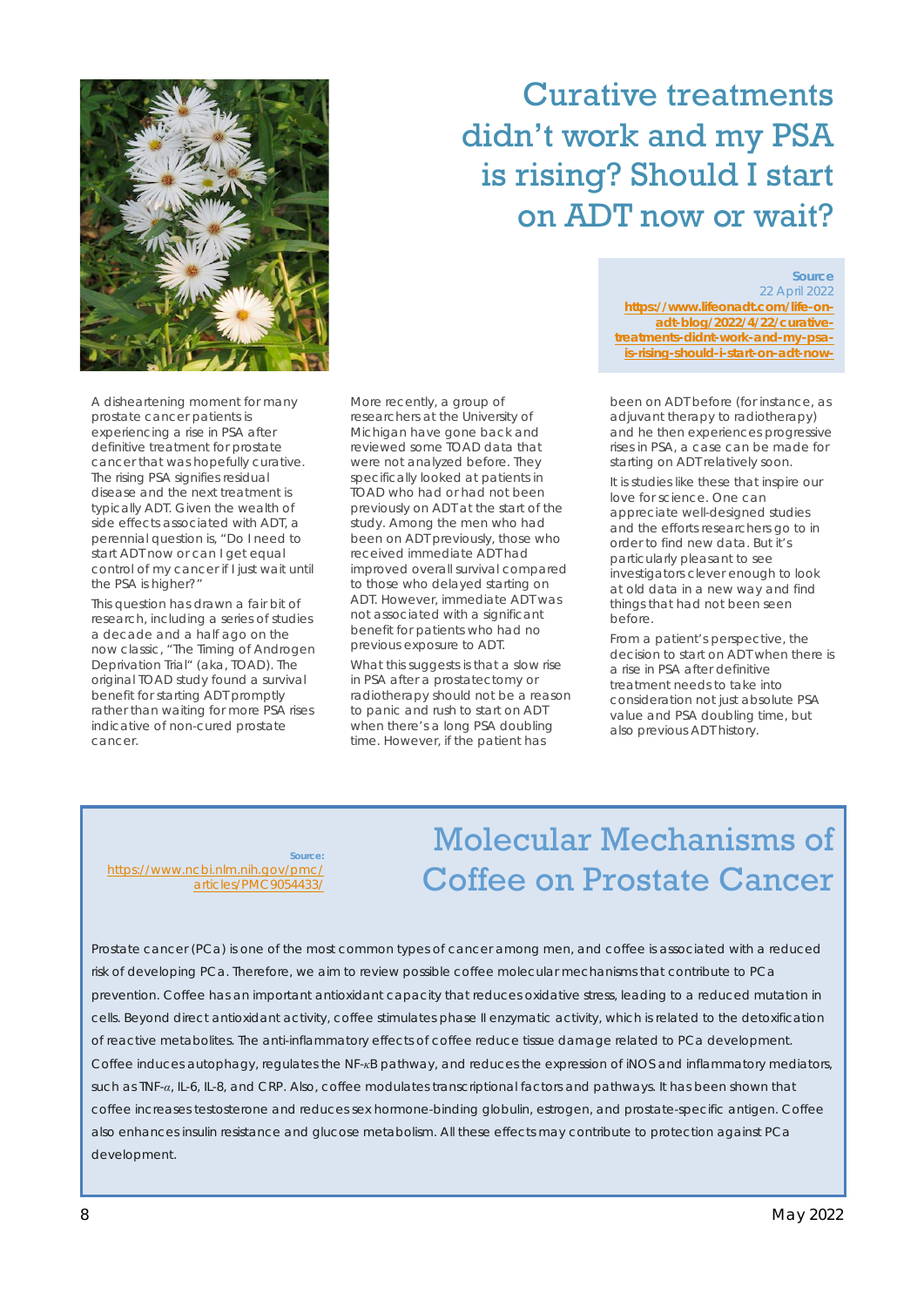# Curative treatments didn't work and my PSA is rising? Should I start on ADT now or wait?

**Source**
22 April 2022
https://www.lifeonadt.com/life-on-adt-blog/2022/4/22/curative-treatments-didnt-work-and-my-psa-is-rising-should-i-start-on-adt-now-

A disheartening moment for many prostate cancer patients is experiencing a rise in PSA after definitive treatment for prostate cancer that was hopefully curative. The rising PSA signifies residual disease and the next treatment is typically ADT. Given the wealth of side effects associated with ADT, a perennial question is, "Do I need to start ADT now or can I get equal control of my cancer if I just wait until the PSA is higher?"

This question has drawn a fair bit of research, including a series of studies a decade and a half ago on the now classic, "The Timing of Androgen Deprivation Trial" (aka, TOAD). The original TOAD study found a survival benefit for starting ADT promptly rather than waiting for more PSA rises indicative of non-cured prostate cancer.

More recently, a group of researchers at the University of Michigan have gone back and reviewed some TOAD data that were not analyzed before. They specifically looked at patients in TOAD who had or had not been previously on ADT at the start of the study. Among the men who had been on ADT previously, those who received immediate ADT had improved overall survival compared to those who delayed starting on ADT. However, immediate ADT was not associated with a significant benefit for patients who had no previous exposure to ADT.

What this suggests is that a slow rise in PSA after a prostatectomy or radiotherapy should not be a reason to panic and rush to start on ADT when there's a long PSA doubling time. However, if the patient has been on ADT before (for instance, as adjuvant therapy to radiotherapy) and he then experiences progressive rises in PSA, a case can be made for starting on ADT relatively soon.

It is studies like these that inspire our love for science. One can appreciate well-designed studies and the efforts researchers go to in order to find new data. But it's particularly pleasant to see investigators clever enough to look at old data in a new way and find things that had not been seen before.

From a patient's perspective, the decision to start on ADT when there is a rise in PSA after definitive treatment needs to take into consideration not just absolute PSA value and PSA doubling time, but also previous ADT history.

# Molecular Mechanisms of Coffee on Prostate Cancer

**Source:**
https://www.ncbi.nlm.nih.gov/pmc/articles/PMC9054433/

Prostate cancer (PCa) is one of the most common types of cancer among men, and coffee is associated with a reduced risk of developing PCa. Therefore, we aim to review possible coffee molecular mechanisms that contribute to PCa prevention. Coffee has an important antioxidant capacity that reduces oxidative stress, leading to a reduced mutation in cells. Beyond direct antioxidant activity, coffee stimulates phase II enzymatic activity, which is related to the detoxification of reactive metabolites. The anti-inflammatory effects of coffee reduce tissue damage related to PCa development. Coffee induces autophagy, regulates the NF-$\kappa$B pathway, and reduces the expression of iNOS and inflammatory mediators, such as TNF-$\alpha$, IL-6, IL-8, and CRP. Also, coffee modulates transcriptional factors and pathways. It has been shown that coffee increases testosterone and reduces sex hormone-binding globulin, estrogen, and prostate-specific antigen. Coffee also enhances insulin resistance and glucose metabolism. All these effects may contribute to protection against PCa development.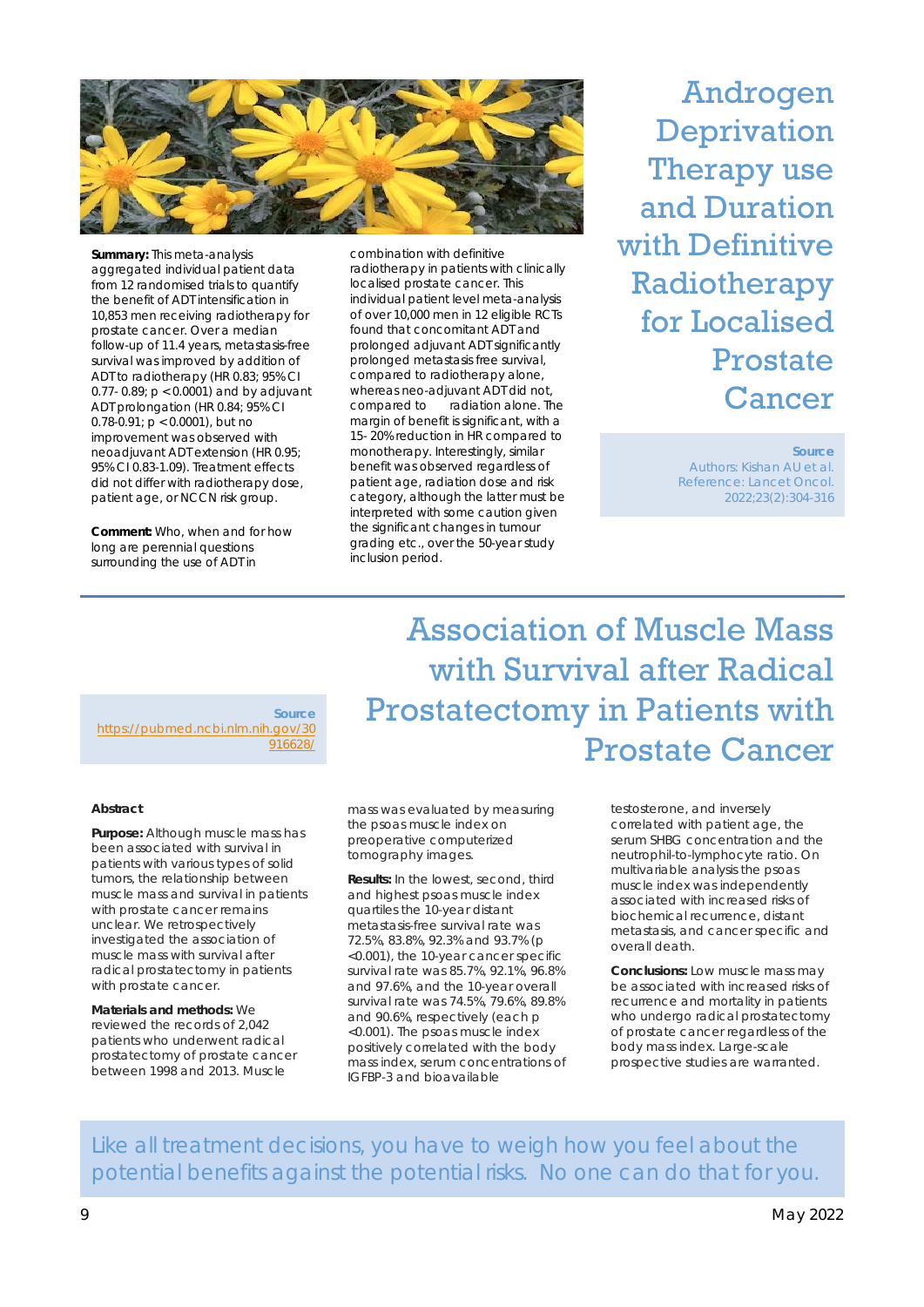# Androgen Deprivation Therapy use and Duration with Definitive Radiotherapy for Localised Prostate Cancer

**Source**
Authors: Kishan AU et al.
Reference: Lancet Oncol. 2022;23(2):304-316

**Summary:** This meta-analysis aggregated individual patient data from 12 randomised trials to quantify the benefit of ADT intensification in 10,853 men receiving radiotherapy for prostate cancer. Over a median follow-up of 11.4 years, metastasis-free survival was improved by addition of ADT to radiotherapy (HR 0.83; 95% CI 0.77- 0.89; p < 0.0001) and by adjuvant ADT prolongation (HR 0.84; 95% CI 0.78-0.91; p < 0.0001), but no improvement was observed with neoadjuvant ADT extension (HR 0.95; 95% CI 0.83-1.09). Treatment effects did not differ with radiotherapy dose, patient age, or NCCN risk group.

**Comment:** Who, when and for how long are perennial questions surrounding the use of ADT in combination with definitive radiotherapy in patients with clinically localised prostate cancer. This individual patient level meta-analysis of over 10,000 men in 12 eligible RCTs found that concomitant ADT and prolonged adjuvant ADT significantly prolonged metastasis free survival, compared to radiotherapy alone, whereas neo-adjuvant ADT did not, compared to radiation alone. The margin of benefit is significant, with a 15- 20% reduction in HR compared to monotherapy. Interestingly, similar benefit was observed regardless of patient age, radiation dose and risk category, although the latter must be interpreted with some caution given the significant changes in tumour grading etc., over the 50-year study inclusion period.

# Association of Muscle Mass with Survival after Radical Prostatectomy in Patients with Prostate Cancer

**Source**
https://pubmed.ncbi.nlm.nih.gov/30916628/

**Abstract**

**Purpose:** Although muscle mass has been associated with survival in patients with various types of solid tumors, the relationship between muscle mass and survival in patients with prostate cancer remains unclear. We retrospectively investigated the association of muscle mass with survival after radical prostatectomy in patients with prostate cancer.

**Materials and methods:** We reviewed the records of 2,042 patients who underwent radical prostatectomy of prostate cancer between 1998 and 2013. Muscle mass was evaluated by measuring the psoas muscle index on preoperative computerized tomography images.

**Results:** In the lowest, second, third and highest psoas muscle index quartiles the 10-year distant metastasis-free survival rate was 72.5%, 83.8%, 92.3% and 93.7% (p <0.001), the 10-year cancer specific survival rate was 85.7%, 92.1%, 96.8% and 97.6%, and the 10-year overall survival rate was 74.5%, 79.6%, 89.8% and 90.6%, respectively (each p <0.001). The psoas muscle index positively correlated with the body mass index, serum concentrations of IGFBP-3 and bioavailable testosterone, and inversely correlated with patient age, the serum SHBG concentration and the neutrophil-to-lymphocyte ratio. On multivariable analysis the psoas muscle index was independently associated with increased risks of biochemical recurrence, distant metastasis, and cancer specific and overall death.

**Conclusions:** Low muscle mass may be associated with increased risks of recurrence and mortality in patients who undergo radical prostatectomy of prostate cancer regardless of the body mass index. Large-scale prospective studies are warranted.

Like all treatment decisions, you have to weigh how you feel about the potential benefits against the potential risks. No one can do that for you.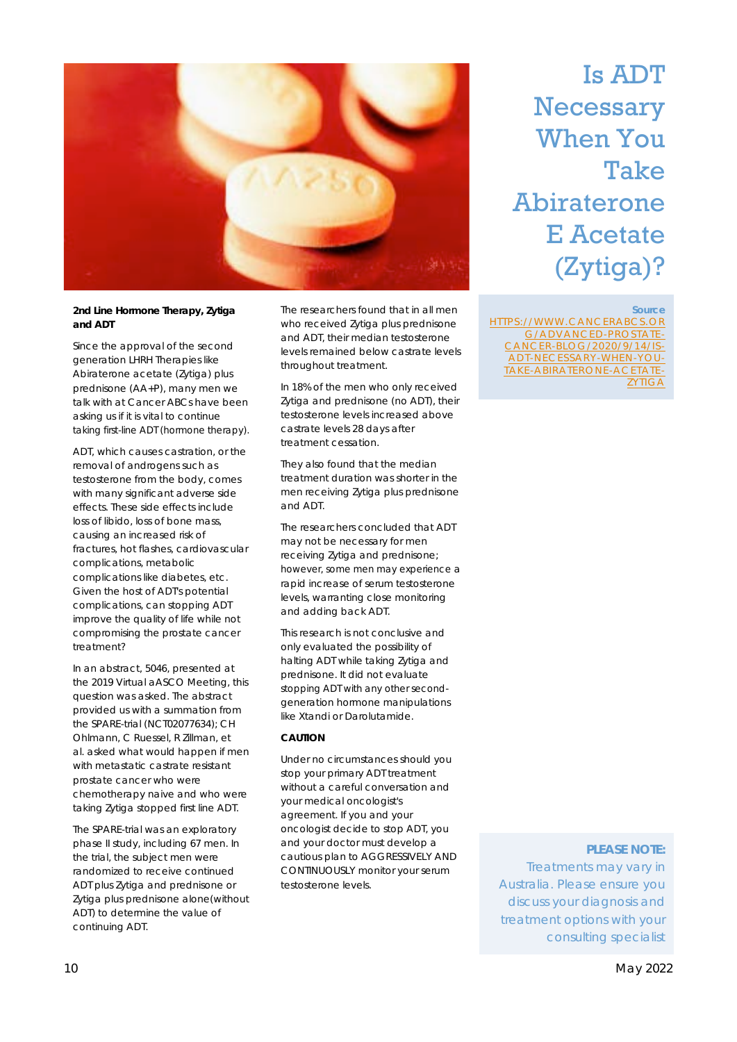# Is ADT Necessary When You Take Abiraterone E Acetate (Zytiga)?

**Source**
[HTTPS://WWW.CANCERABCS.ORG/ADVANCED-PROSTATE-CANCER-BLOG/2020/9/14/IS-ADT-NECESSARY-WHEN-YOU-TAKE-ABIRATERONE-ACETATE-ZYTIGA](HTTPS://WWW.CANCERABCS.ORG/ADVANCED-PROSTATE-CANCER-BLOG/2020/9/14/IS-ADT-NECESSARY-WHEN-YOU-TAKE-ABIRATERONE-ACETATE-ZYTIGA)

**2nd Line Hormone Therapy, Zytiga and ADT**

Since the approval of the second generation LHRH Therapies like Abiraterone acetate (Zytiga) plus prednisone (AA+P), many men we talk with at Cancer ABCs have been asking us if it is vital to continue taking first-line ADT (hormone therapy).

ADT, which causes castration, or the removal of androgens such as testosterone from the body, comes with many significant adverse side effects. These side effects include loss of libido, loss of bone mass, causing an increased risk of fractures, hot flashes, cardiovascular complications, metabolic complications like diabetes, etc. Given the host of ADT's potential complications, can stopping ADT improve the quality of life while not compromising the prostate cancer treatment?

In an abstract, 5046, presented at the 2019 Virtual aASCO Meeting, this question was asked. The abstract provided us with a summation from the SPARE-trial (NCT02077634); CH Ohlmann, C Ruessel, R Zillman, et al. asked what would happen if men with metastatic castrate resistant prostate cancer who were chemotherapy naive and who were taking Zytiga stopped first line ADT.

The SPARE-trial was an exploratory phase II study, including 67 men. In the trial, the subject men were randomized to receive continued ADT plus Zytiga and prednisone or Zytiga plus prednisone alone (without ADT) to determine the value of continuing ADT.

The researchers found that in all men who received Zytiga plus prednisone and ADT, their median testosterone levels remained below castrate levels throughout treatment.

In 18% of the men who only received Zytiga and prednisone (no ADT), their testosterone levels increased above castrate levels 28 days after treatment cessation.

They also found that the median treatment duration was shorter in the men receiving Zytiga plus prednisone and ADT.

The researchers concluded that ADT may not be necessary for men receiving Zytiga and prednisone; however, some men may experience a rapid increase of serum testosterone levels, warranting close monitoring and adding back ADT.

This research is not conclusive and only evaluated the possibility of halting ADT while taking Zytiga and prednisone. It did not evaluate stopping ADT with any other second-generation hormone manipulations like Xtandi or Darolutamide.

**CAUTION**

Under no circumstances should you stop your primary ADT treatment without a careful conversation and your medical oncologist's agreement. If you and your oncologist decide to stop ADT, you and your doctor must develop a cautious plan to AGGRESSIVELY AND CONTINUOUSLY monitor your serum testosterone levels.

**PLEASE NOTE:**
Treatments may vary in Australia. Please ensure you discuss your diagnosis and treatment options with your consulting specialist

May 2022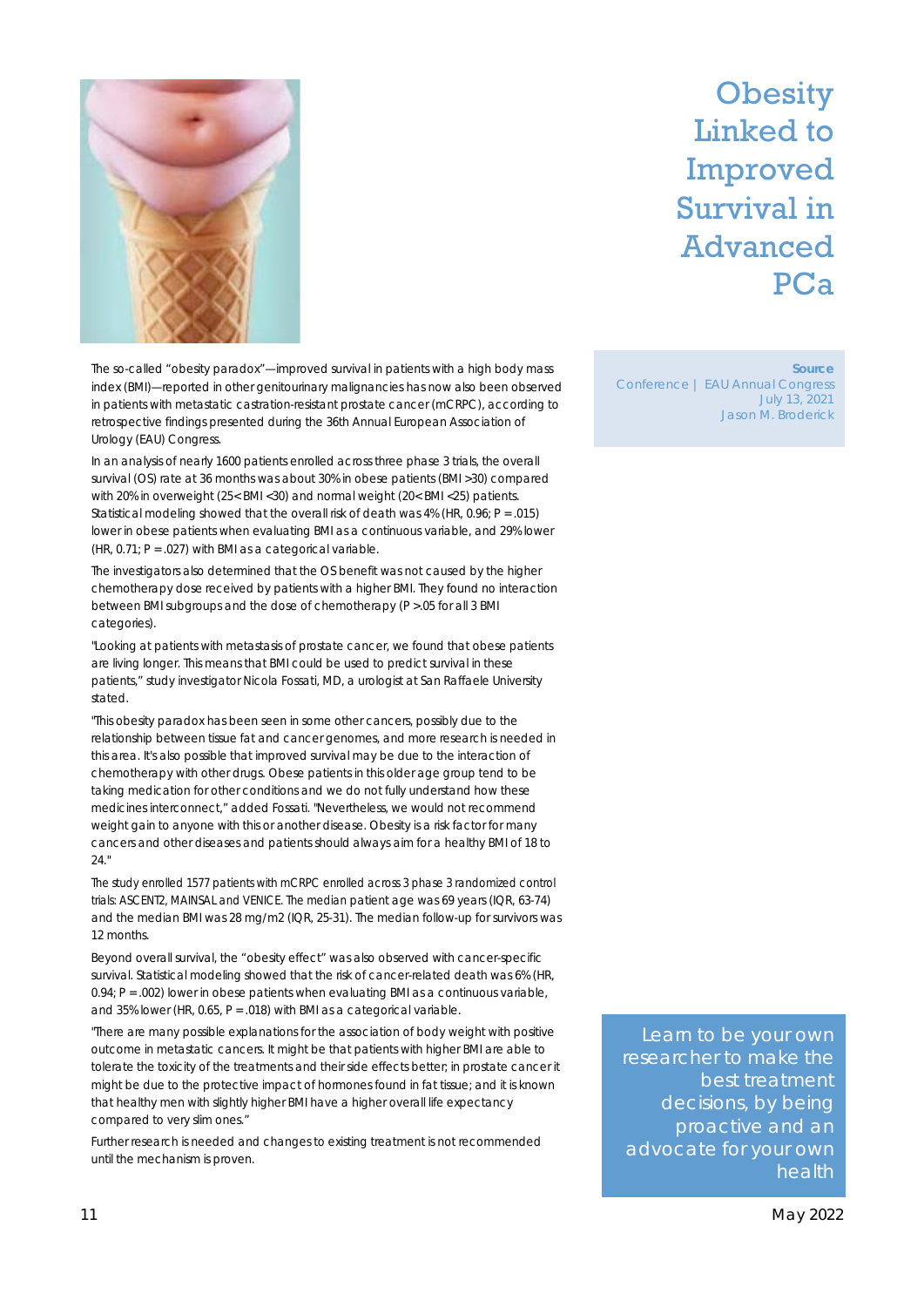# Obesity Linked to Improved Survival in Advanced PCa

**Source**
Conference | EAU Annual Congress
July 13, 2021
Jason M. Broderick

The so-called "obesity paradox"—improved survival in patients with a high body mass index (BMI)—reported in other genitourinary malignancies has now also been observed in patients with metastatic castration-resistant prostate cancer (mCRPC), according to retrospective findings presented during the 36th Annual European Association of Urology (EAU) Congress.

In an analysis of nearly 1600 patients enrolled across three phase 3 trials, the overall survival (OS) rate at 36 months was about 30% in obese patients (BMI >30) compared with 20% in overweight (25< BMI <30) and normal weight (20< BMI <25) patients. Statistical modeling showed that the overall risk of death was 4% (HR, 0.96; P = .015) lower in obese patients when evaluating BMI as a continuous variable, and 29% lower (HR, 0.71; P = .027) with BMI as a categorical variable.

The investigators also determined that the OS benefit was not caused by the higher chemotherapy dose received by patients with a higher BMI. They found no interaction between BMI subgroups and the dose of chemotherapy (P >.05 for all 3 BMI categories).

"Looking at patients with metastasis of prostate cancer, we found that obese patients are living longer. This means that BMI could be used to predict survival in these patients," study investigator Nicola Fossati, MD, a urologist at San Raffaele University stated.

"This obesity paradox has been seen in some other cancers, possibly due to the relationship between tissue fat and cancer genomes, and more research is needed in this area. It's also possible that improved survival may be due to the interaction of chemotherapy with other drugs. Obese patients in this older age group tend to be taking medication for other conditions and we do not fully understand how these medicines interconnect," added Fossati. "Nevertheless, we would not recommend weight gain to anyone with this or another disease. Obesity is a risk factor for many cancers and other diseases and patients should always aim for a healthy BMI of 18 to 24."

The study enrolled 1577 patients with mCRPC enrolled across 3 phase 3 randomized control trials: ASCENT2, MAINSAL and VENICE. The median patient age was 69 years (IQR, 63-74) and the median BMI was 28 mg/m2 (IQR, 25-31). The median follow-up for survivors was 12 months.

Beyond overall survival, the "obesity effect" was also observed with cancer-specific survival. Statistical modeling showed that the risk of cancer-related death was 6% (HR, 0.94; P = .002) lower in obese patients when evaluating BMI as a continuous variable, and 35% lower (HR, 0.65, P = .018) with BMI as a categorical variable.

"There are many possible explanations for the association of body weight with positive outcome in metastatic cancers. It might be that patients with higher BMI are able to tolerate the toxicity of the treatments and their side effects better; in prostate cancer it might be due to the protective impact of hormones found in fat tissue; and it is known that healthy men with slightly higher BMI have a higher overall life expectancy compared to very slim ones."

Further research is needed and changes to existing treatment is not recommended until the mechanism is proven.

Learn to be your own researcher to make the best treatment decisions, by being proactive and an advocate for your own health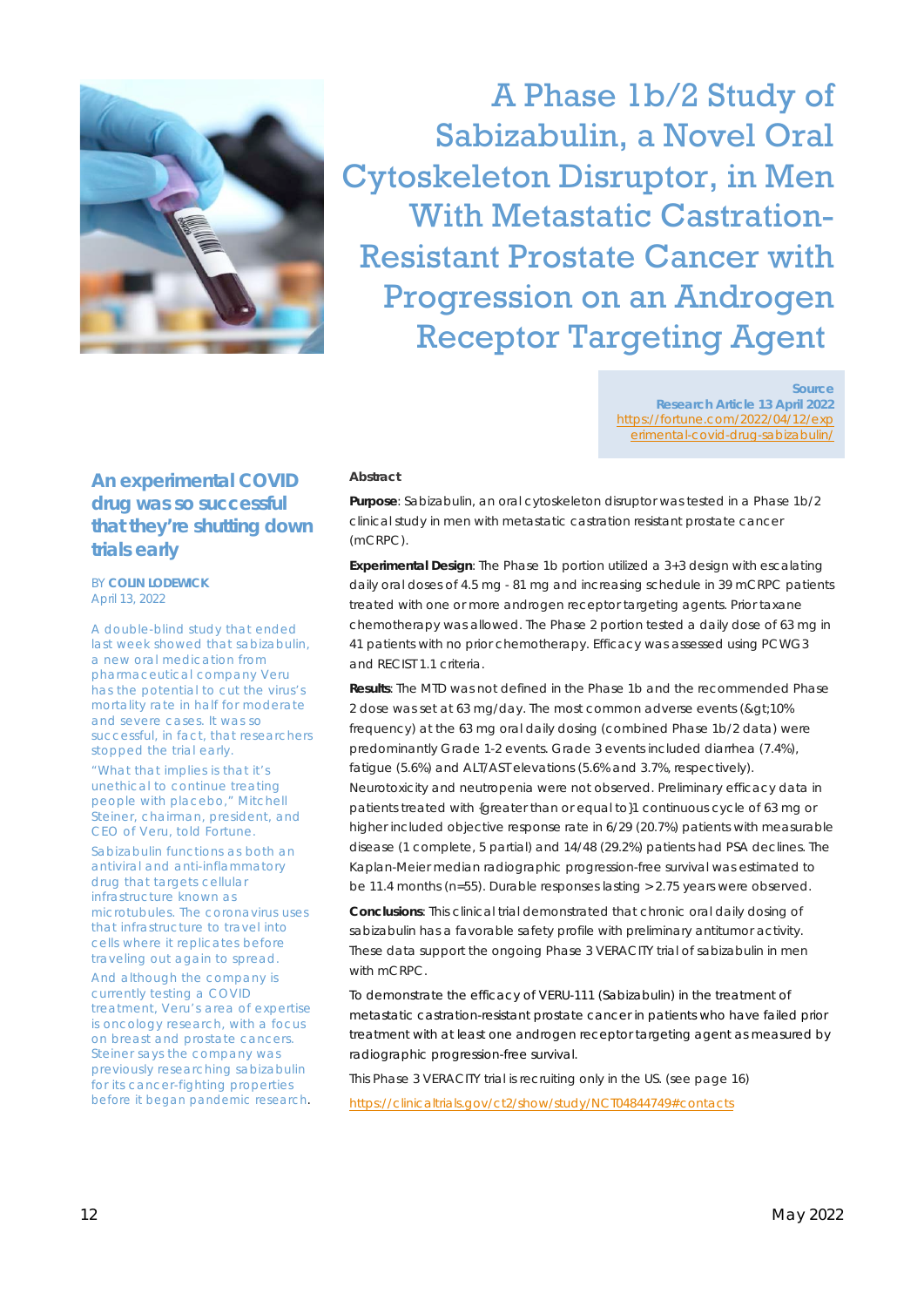# A Phase 1b/2 Study of Sabizabulin, a Novel Oral Cytoskeleton Disruptor, in Men With Metastatic Castration-Resistant Prostate Cancer with Progression on an Androgen Receptor Targeting Agent

**Source**
**Research Article 13 April 2022**
https://fortune.com/2022/04/12/experimental-covid-drug-sabizabulin/

## An experimental COVID drug was so successful that they're shutting down trials early

BY **COLIN LODEWICK**
April 13, 2022

A double-blind study that ended last week showed that sabizabulin, a new oral medication from pharmaceutical company Veru has the potential to cut the virus's mortality rate in half for moderate and severe cases. It was so successful, in fact, that researchers stopped the trial early.

"What that implies is that it's unethical to continue treating people with placebo," Mitchell Steiner, chairman, president, and CEO of Veru, told Fortune.

Sabizabulin functions as both an antiviral and anti-inflammatory drug that targets cellular infrastructure known as microtubules. The coronavirus uses that infrastructure to travel into cells where it replicates before traveling out again to spread.

And although the company is currently testing a COVID treatment, Veru's area of expertise is oncology research, with a focus on breast and prostate cancers. Steiner says the company was previously researching sabizabulin for its cancer-fighting properties before it began pandemic research.

**Abstract**

**Purpose**: Sabizabulin, an oral cytoskeleton disruptor was tested in a Phase 1b/2 clinical study in men with metastatic castration resistant prostate cancer (mCRPC).

**Experimental Design**: The Phase 1b portion utilized a 3+3 design with escalating daily oral doses of 4.5 mg - 81 mg and increasing schedule in 39 mCRPC patients treated with one or more androgen receptor targeting agents. Prior taxane chemotherapy was allowed. The Phase 2 portion tested a daily dose of 63 mg in 41 patients with no prior chemotherapy. Efficacy was assessed using PCWG3 and RECIST 1.1 criteria.

**Results**: The MTD was not defined in the Phase 1b and the recommended Phase 2 dose was set at 63 mg/day. The most common adverse events (&gt;10% frequency) at the 63 mg oral daily dosing (combined Phase 1b/2 data) were predominantly Grade 1-2 events. Grade 3 events included diarrhea (7.4%), fatigue (5.6%) and ALT/AST elevations (5.6% and 3.7%, respectively). Neurotoxicity and neutropenia were not observed. Preliminary efficacy data in patients treated with {greater than or equal to}1 continuous cycle of 63 mg or higher included objective response rate in 6/29 (20.7%) patients with measurable disease (1 complete, 5 partial) and 14/48 (29.2%) patients had PSA declines. The Kaplan-Meier median radiographic progression-free survival was estimated to be 11.4 months (n=55). Durable responses lasting >2.75 years were observed.

**Conclusions**: This clinical trial demonstrated that chronic oral daily dosing of sabizabulin has a favorable safety profile with preliminary antitumor activity. These data support the ongoing Phase 3 VERACITY trial of sabizabulin in men with mCRPC.

To demonstrate the efficacy of VERU-111 (Sabizabulin) in the treatment of metastatic castration-resistant prostate cancer in patients who have failed prior treatment with at least one androgen receptor targeting agent as measured by radiographic progression-free survival.

This Phase 3 VERACITY trial is recruiting only in the US. (see page 16)

https://clinicaltrials.gov/ct2/show/study/NCT04844749#contacts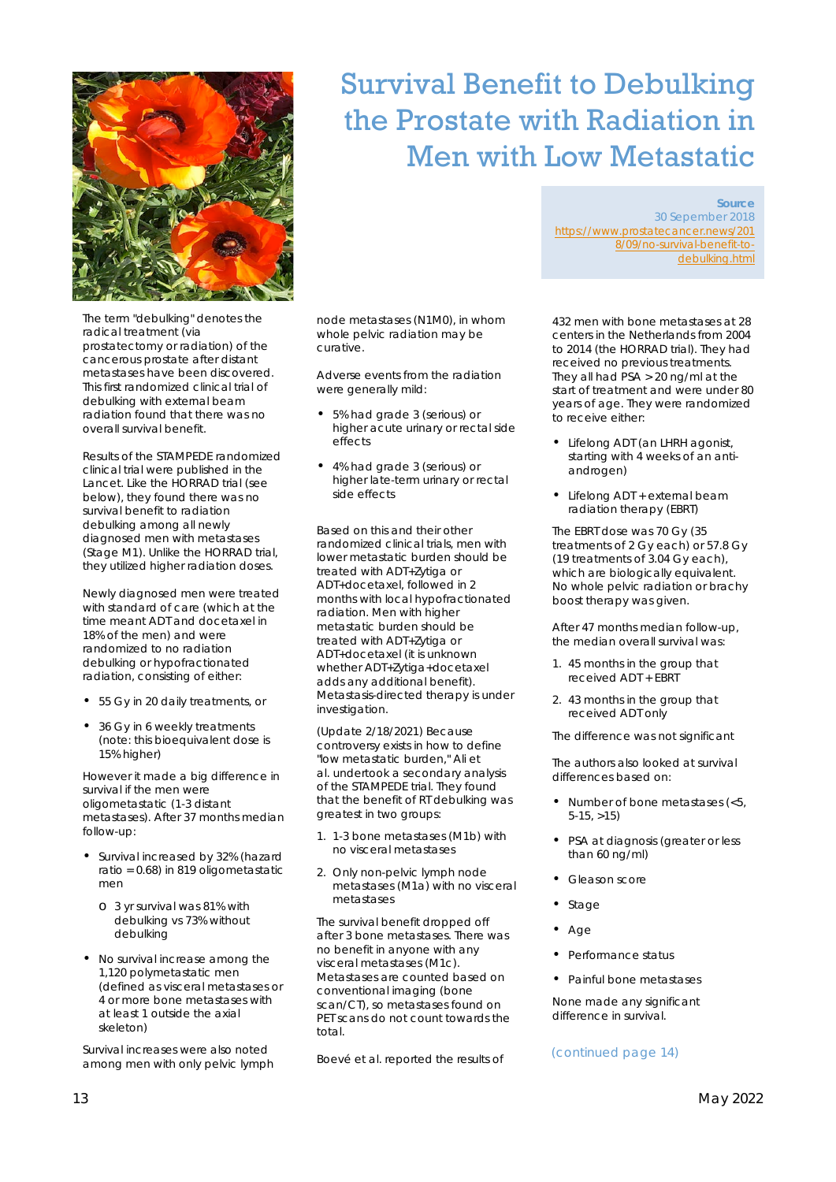# Survival Benefit to Debulking the Prostate with Radiation in Men with Low Metastatic

**Source**
30 Sepember 2018
https://www.prostatecancer.news/2018/09/no-survival-benefit-to-debulking.html

The term "debulking" denotes the radical treatment (via prostatectomy or radiation) of the cancerous prostate after distant metastases have been discovered. This first randomized clinical trial of debulking with external beam radiation found that there was no overall survival benefit.

Results of the STAMPEDE randomized clinical trial were published in the Lancet. Like the HORRAD trial (see below), they found there was no survival benefit to radiation debulking among all newly diagnosed men with metastases (Stage M1). Unlike the HORRAD trial, they utilized higher radiation doses.

Newly diagnosed men were treated with standard of care (which at the time meant ADT and docetaxel in 18% of the men) and were randomized to no radiation debulking or hypofractionated radiation, consisting of either:

- 55 Gy in 20 daily treatments, or
- 36 Gy in 6 weekly treatments (note: this bioequivalent dose is 15% higher)

However it made a big difference in survival if the men were oligometastatic (1-3 distant metastases). After 37 months median follow-up:

- Survival increased by 32% (hazard ratio = 0.68) in 819 oligometastatic men
  - 3 yr survival was 81% with debulking vs 73% without debulking
- No survival increase among the 1,120 polymetastatic men (defined as visceral metastases or 4 or more bone metastases with at least 1 outside the axial skeleton)

Survival increases were also noted among men with only pelvic lymph node metastases (N1M0), in whom whole pelvic radiation may be curative.

Adverse events from the radiation were generally mild:

- 5% had grade 3 (serious) or higher acute urinary or rectal side effects
- 4% had grade 3 (serious) or higher late-term urinary or rectal side effects

Based on this and their other randomized clinical trials, men with lower metastatic burden should be treated with ADT+Zytiga or ADT+docetaxel, followed in 2 months with local hypofractionated radiation. Men with higher metastatic burden should be treated with ADT+Zytiga or ADT+docetaxel (it is unknown whether ADT+Zytiga+docetaxel adds any additional benefit). Metastasis-directed therapy is under investigation.

(Update 2/18/2021) Because controversy exists in how to define "low metastatic burden," Ali et al. undertook a secondary analysis of the STAMPEDE trial. They found that the benefit of RT debulking was greatest in two groups:

1. 1-3 bone metastases (M1b) with no visceral metastases
2. Only non-pelvic lymph node metastases (M1a) with no visceral metastases

The survival benefit dropped off after 3 bone metastases. There was no benefit in anyone with any visceral metastases (M1c). Metastases are counted based on conventional imaging (bone scan/CT), so metastases found on PET scans do not count towards the total.

Boevé et al. reported the results of 432 men with bone metastases at 28 centers in the Netherlands from 2004 to 2014 (the HORRAD trial). They had received no previous treatments. They all had PSA > 20 ng/ml at the start of treatment and were under 80 years of age. They were randomized to receive either:

- Lifelong ADT (an LHRH agonist, starting with 4 weeks of an anti-androgen)
- Lifelong ADT + external beam radiation therapy (EBRT)

The EBRT dose was 70 Gy (35 treatments of 2 Gy each) or 57.8 Gy (19 treatments of 3.04 Gy each), which are biologically equivalent. No whole pelvic radiation or brachy boost therapy was given.

After 47 months median follow-up, the median overall survival was:

1. 45 months in the group that received ADT + EBRT
2. 43 months in the group that received ADT only

The difference was not significant

The authors also looked at survival differences based on:

- Number of bone metastases (<5, 5-15, >15)
- PSA at diagnosis (greater or less than 60 ng/ml)
- Gleason score
- Stage
- Age
- Performance status
- Painful bone metastases

None made any significant difference in survival.

(continued page 14)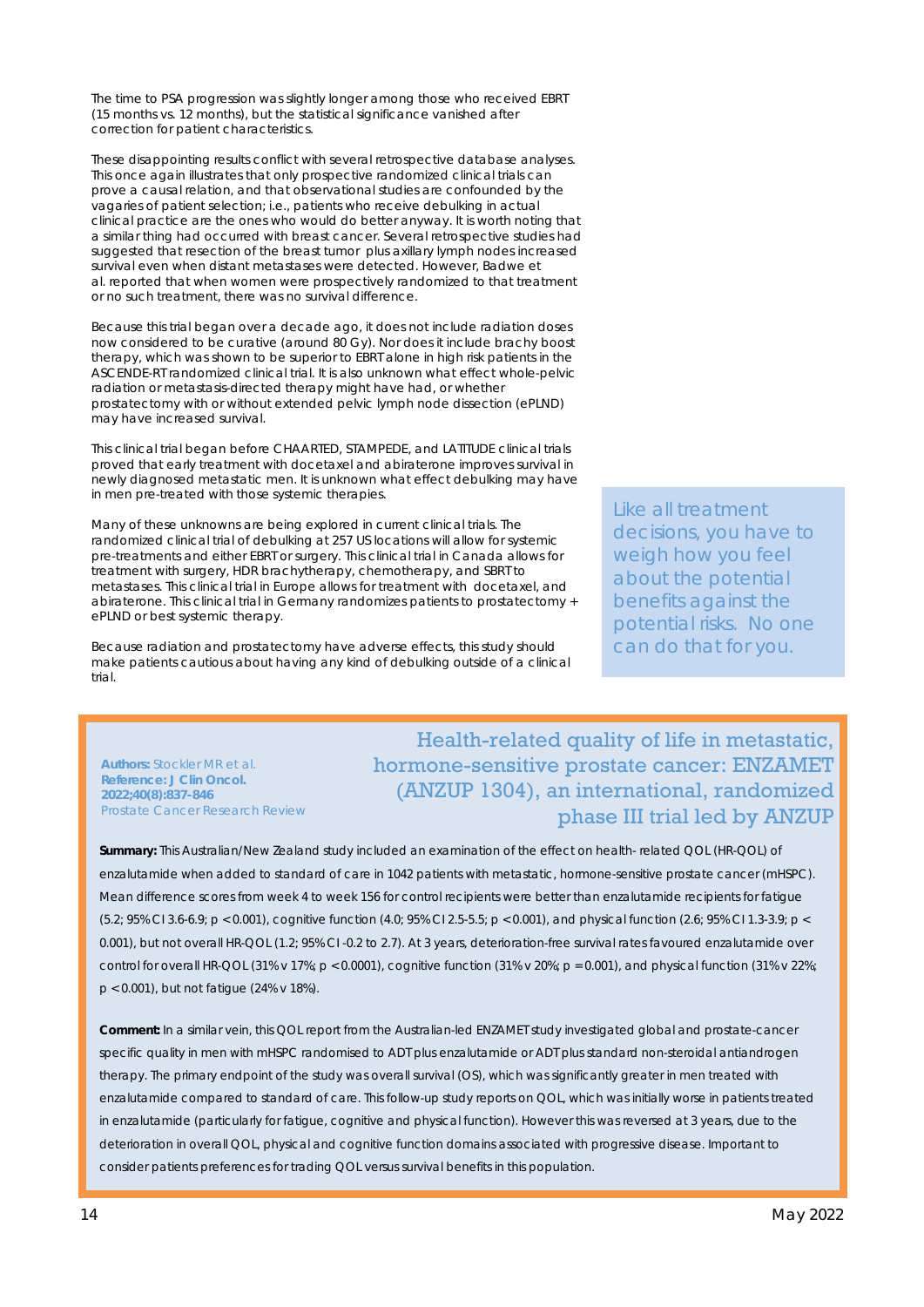The time to PSA progression was slightly longer among those who received EBRT (15 months vs. 12 months), but the statistical significance vanished after correction for patient characteristics.

These disappointing results conflict with several retrospective database analyses. This once again illustrates that only prospective randomized clinical trials can prove a causal relation, and that observational studies are confounded by the vagaries of patient selection; i.e., patients who receive debulking in actual clinical practice are the ones who would do better anyway. It is worth noting that a similar thing had occurred with breast cancer. Several retrospective studies had suggested that resection of the breast tumor plus axillary lymph nodes increased survival even when distant metastases were detected. However, Badwe et al. reported that when women were prospectively randomized to that treatment or no such treatment, there was no survival difference.

Because this trial began over a decade ago, it does not include radiation doses now considered to be curative (around 80 Gy). Nor does it include brachy boost therapy, which was shown to be superior to EBRT alone in high risk patients in the ASCENDE-RT randomized clinical trial. It is also unknown what effect whole-pelvic radiation or metastasis-directed therapy might have had, or whether prostatectomy with or without extended pelvic lymph node dissection (ePLND) may have increased survival.

This clinical trial began before CHAARTED, STAMPEDE, and LATITUDE clinical trials proved that early treatment with docetaxel and abiraterone improves survival in newly diagnosed metastatic men. It is unknown what effect debulking may have in men pre-treated with those systemic therapies.

Many of these unknowns are being explored in current clinical trials. The randomized clinical trial of debulking at 257 US locations will allow for systemic pre-treatments and either EBRT or surgery. This clinical trial in Canada allows for treatment with surgery, HDR brachytherapy, chemotherapy, and SBRT to metastases. This clinical trial in Europe allows for treatment with docetaxel, and abiraterone. This clinical trial in Germany randomizes patients to prostatectomy + ePLND or best systemic therapy.

Because radiation and prostatectomy have adverse effects, this study should make patients cautious about having any kind of debulking outside of a clinical trial.

> Like all treatment decisions, you have to weigh how you feel about the potential benefits against the potential risks. No one can do that for you.

## Health-related quality of life in metastatic, hormone-sensitive prostate cancer: ENZAMET (ANZUP 1304), an international, randomized phase III trial led by ANZUP

**Authors:** Stockler MR et al.
**Reference: J Clin Oncol. 2022;40(8):837-846**
Prostate Cancer Research Review

**Summary:** This Australian/New Zealand study included an examination of the effect on health- related QOL (HR-QOL) of enzalutamide when added to standard of care in 1042 patients with metastatic, hormone-sensitive prostate cancer (mHSPC). Mean difference scores from week 4 to week 156 for control recipients were better than enzalutamide recipients for fatigue (5.2; 95% CI 3.6-6.9; $p < 0.001$), cognitive function (4.0; 95% CI 2.5-5.5; $p < 0.001$), and physical function (2.6; 95% CI 1.3-3.9; $p < 0.001$), but not overall HR-QOL (1.2; 95% CI -0.2 to 2.7). At 3 years, deterioration-free survival rates favoured enzalutamide over control for overall HR-QOL (31% v 17%; $p < 0.0001$), cognitive function (31% v 20%; $p = 0.001$), and physical function (31% v 22%; $p < 0.001$), but not fatigue (24% v 18%).

**Comment:** In a similar vein, this QOL report from the Australian-led ENZAMET study investigated global and prostate-cancer specific quality in men with mHSPC randomised to ADT plus enzalutamide or ADT plus standard non-steroidal antiandrogen therapy. The primary endpoint of the study was overall survival (OS), which was significantly greater in men treated with enzalutamide compared to standard of care. This follow-up study reports on QOL, which was initially worse in patients treated in enzalutamide (particularly for fatigue, cognitive and physical function). However this was reversed at 3 years, due to the deterioration in overall QOL, physical and cognitive function domains associated with progressive disease. Important to consider patients preferences for trading QOL versus survival benefits in this population.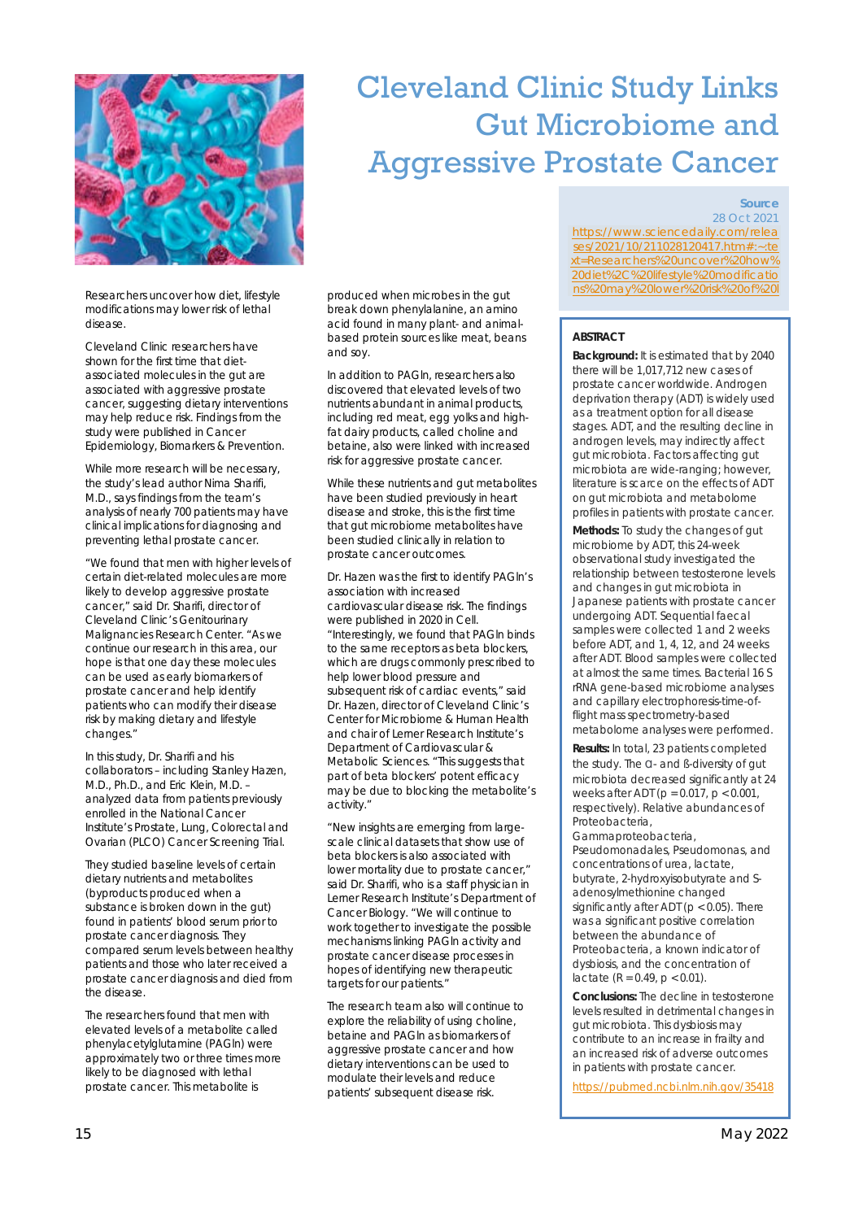# Cleveland Clinic Study Links Gut Microbiome and Aggressive Prostate Cancer

**Source**
28 Oct 2021
[https://www.sciencedaily.com/releases/2021/10/211028120417.htm#:~:text=Researchers%20uncover%20how%20diet%2C%20lifestyle%20modifications%20may%20lower%20risk%20of%20l](https://www.sciencedaily.com/releases/2021/10/211028120417.htm#:~:text=Researchers%20uncover%20how%20diet%2C%20lifestyle%20modifications%20may%20lower%20risk%20of%20l)

Researchers uncover how diet, lifestyle modifications may lower risk of lethal disease.

Cleveland Clinic researchers have shown for the first time that diet-associated molecules in the gut are associated with aggressive prostate cancer, suggesting dietary interventions may help reduce risk. Findings from the study were published in Cancer Epidemiology, Biomarkers & Prevention.

While more research will be necessary, the study's lead author Nima Sharifi, M.D., says findings from the team's analysis of nearly 700 patients may have clinical implications for diagnosing and preventing lethal prostate cancer.

"We found that men with higher levels of certain diet-related molecules are more likely to develop aggressive prostate cancer," said Dr. Sharifi, director of Cleveland Clinic's Genitourinary Malignancies Research Center. "As we continue our research in this area, our hope is that one day these molecules can be used as early biomarkers of prostate cancer and help identify patients who can modify their disease risk by making dietary and lifestyle changes."

In this study, Dr. Sharifi and his collaborators – including Stanley Hazen, M.D., Ph.D., and Eric Klein, M.D. – analyzed data from patients previously enrolled in the National Cancer Institute's Prostate, Lung, Colorectal and Ovarian (PLCO) Cancer Screening Trial.

They studied baseline levels of certain dietary nutrients and metabolites (byproducts produced when a substance is broken down in the gut) found in patients' blood serum prior to prostate cancer diagnosis. They compared serum levels between healthy patients and those who later received a prostate cancer diagnosis and died from the disease.

The researchers found that men with elevated levels of a metabolite called phenylacetylglutamine (PAGln) were approximately two or three times more likely to be diagnosed with lethal prostate cancer. This metabolite is produced when microbes in the gut break down phenylalanine, an amino acid found in many plant- and animal-based protein sources like meat, beans and soy.

In addition to PAGln, researchers also discovered that elevated levels of two nutrients abundant in animal products, including red meat, egg yolks and high-fat dairy products, called choline and betaine, also were linked with increased risk for aggressive prostate cancer.

While these nutrients and gut metabolites have been studied previously in heart disease and stroke, this is the first time that gut microbiome metabolites have been studied clinically in relation to prostate cancer outcomes.

Dr. Hazen was the first to identify PAGln's association with increased cardiovascular disease risk. The findings were published in 2020 in Cell. "Interestingly, we found that PAGln binds to the same receptors as beta blockers, which are drugs commonly prescribed to help lower blood pressure and subsequent risk of cardiac events," said Dr. Hazen, director of Cleveland Clinic's Center for Microbiome & Human Health and chair of Lerner Research Institute's Department of Cardiovascular & Metabolic Sciences. "This suggests that part of beta blockers' potent efficacy may be due to blocking the metabolite's activity."

"New insights are emerging from large-scale clinical datasets that show use of beta blockers is also associated with lower mortality due to prostate cancer," said Dr. Sharifi, who is a staff physician in Lerner Research Institute's Department of Cancer Biology. "We will continue to work together to investigate the possible mechanisms linking PAGln activity and prostate cancer disease processes in hopes of identifying new therapeutic targets for our patients."

The research team also will continue to explore the reliability of using choline, betaine and PAGln as biomarkers of aggressive prostate cancer and how dietary interventions can be used to modulate their levels and reduce patients' subsequent disease risk.

## ABSTRACT

**Background:** It is estimated that by 2040 there will be 1,017,712 new cases of prostate cancer worldwide. Androgen deprivation therapy (ADT) is widely used as a treatment option for all disease stages. ADT, and the resulting decline in androgen levels, may indirectly affect gut microbiota. Factors affecting gut microbiota are wide-ranging; however, literature is scarce on the effects of ADT on gut microbiota and metabolome profiles in patients with prostate cancer.

**Methods:** To study the changes of gut microbiome by ADT, this 24-week observational study investigated the relationship between testosterone levels and changes in gut microbiota in Japanese patients with prostate cancer undergoing ADT. Sequential faecal samples were collected 1 and 2 weeks before ADT, and 1, 4, 12, and 24 weeks after ADT. Blood samples were collected at almost the same times. Bacterial 16 S rRNA gene-based microbiome analyses and capillary electrophoresis-time-of-flight mass spectrometry-based metabolome analyses were performed.

**Results:** In total, 23 patients completed the study. The α- and ß-diversity of gut microbiota decreased significantly at 24 weeks after ADT ($p = 0.017$, $p < 0.001$, respectively). Relative abundances of Proteobacteria, Gammaproteobacteria, Pseudomonadales, Pseudomonas, and concentrations of urea, lactate, butyrate, 2-hydroxyisobutyrate and S-adenosylmethionine changed significantly after ADT ($p < 0.05$). There was a significant positive correlation between the abundance of Proteobacteria, a known indicator of dysbiosis, and the concentration of lactate ($R = 0.49$, $p < 0.01$).

**Conclusions:** The decline in testosterone levels resulted in detrimental changes in gut microbiota. This dysbiosis may contribute to an increase in frailty and an increased risk of adverse outcomes in patients with prostate cancer.

[https://pubmed.ncbi.nlm.nih.gov/35418](https://pubmed.ncbi.nlm.nih.gov/35418)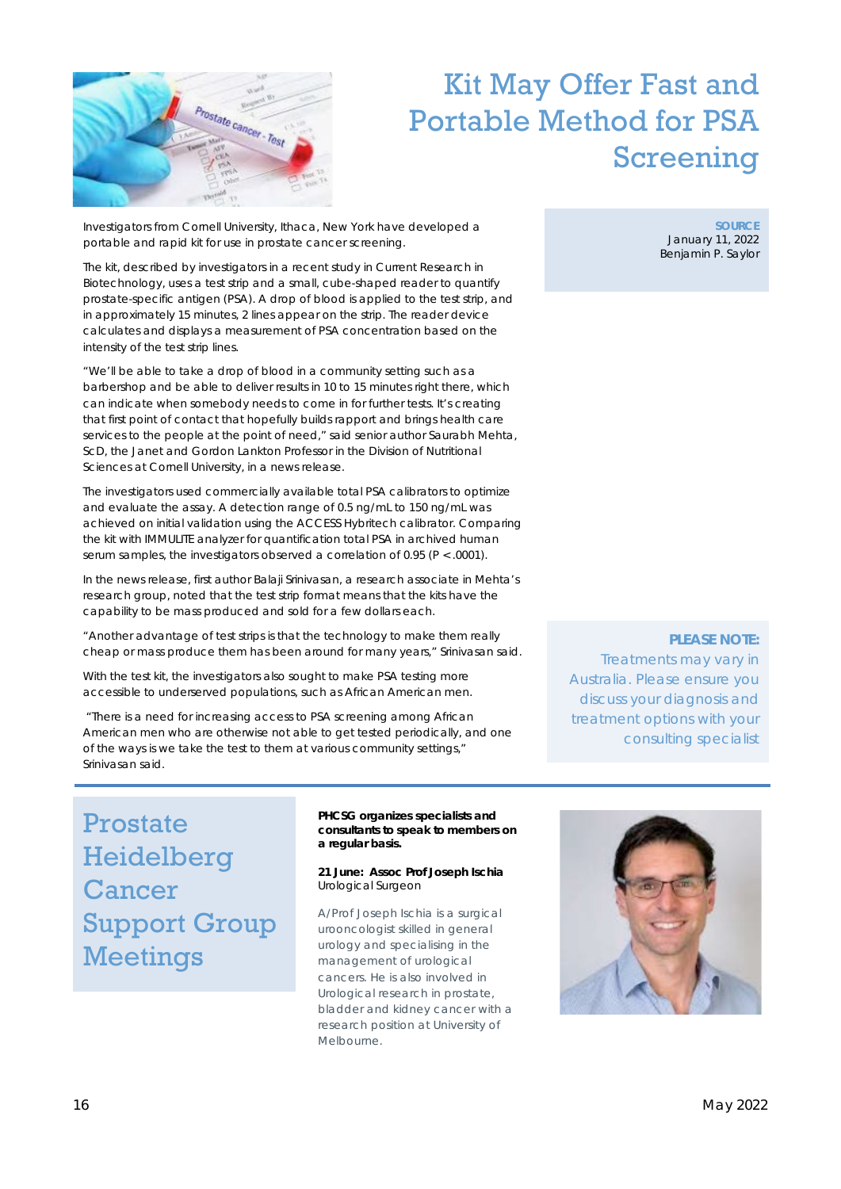# Kit May Offer Fast and Portable Method for PSA Screening

**SOURCE**
January 11, 2022
Benjamin P. Saylor

Investigators from Cornell University, Ithaca, New York have developed a portable and rapid kit for use in prostate cancer screening.

The kit, described by investigators in a recent study in Current Research in Biotechnology, uses a test strip and a small, cube-shaped reader to quantify prostate-specific antigen (PSA). A drop of blood is applied to the test strip, and in approximately 15 minutes, 2 lines appear on the strip. The reader device calculates and displays a measurement of PSA concentration based on the intensity of the test strip lines.

"We'll be able to take a drop of blood in a community setting such as a barbershop and be able to deliver results in 10 to 15 minutes right there, which can indicate when somebody needs to come in for further tests. It's creating that first point of contact that hopefully builds rapport and brings health care services to the people at the point of need," said senior author Saurabh Mehta, ScD, the Janet and Gordon Lankton Professor in the Division of Nutritional Sciences at Cornell University, in a news release.

The investigators used commercially available total PSA calibrators to optimize and evaluate the assay. A detection range of 0.5 ng/mL to 150 ng/mL was achieved on initial validation using the ACCESS Hybritech calibrator. Comparing the kit with IMMULITE analyzer for quantification total PSA in archived human serum samples, the investigators observed a correlation of 0.95 ($P < .0001$).

In the news release, first author Balaji Srinivasan, a research associate in Mehta's research group, noted that the test strip format means that the kits have the capability to be mass produced and sold for a few dollars each.

"Another advantage of test strips is that the technology to make them really cheap or mass produce them has been around for many years," Srinivasan said.

With the test kit, the investigators also sought to make PSA testing more accessible to underserved populations, such as African American men.

"There is a need for increasing access to PSA screening among African American men who are otherwise not able to get tested periodically, and one of the ways is we take the test to them at various community settings," Srinivasan said.

**PLEASE NOTE:**
Treatments may vary in Australia. Please ensure you discuss your diagnosis and treatment options with your consulting specialist

# Prostate Heidelberg Cancer Support Group Meetings

**PHCSG organizes specialists and consultants to speak to members on a regular basis.**

**21 June: Assoc Prof Joseph Ischia**
Urological Surgeon

A/Prof Joseph Ischia is a surgical urooncologist skilled in general urology and specialising in the management of urological cancers. He is also involved in Urological research in prostate, bladder and kidney cancer with a research position at University of Melbourne.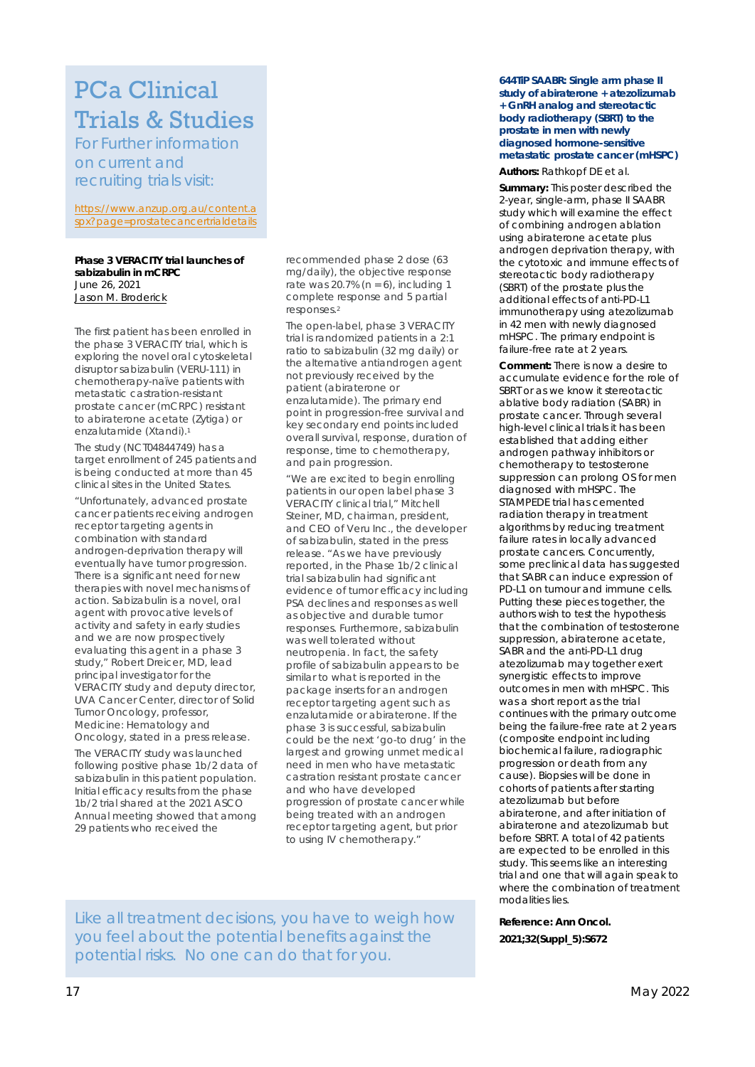# PCa Clinical Trials & Studies

For Further information on current and recruiting trials visit:

https://www.anzup.org.au/content.aspx?page=prostatecancertrialdetails

**Phase 3 VERACITY trial launches of sabizabulin in mCRPC**
June 26, 2021
Jason M. Broderick

The first patient has been enrolled in the phase 3 VERACITY trial, which is exploring the novel oral cytoskeletal disruptor sabizabulin (VERU-111) in chemotherapy-naïve patients with metastatic castration-resistant prostate cancer (mCRPC) resistant to abiraterone acetate (Zytiga) or enzalutamide (Xtandi).[1]

The study (NCT04844749) has a target enrollment of 245 patients and is being conducted at more than 45 clinical sites in the United States.

"Unfortunately, advanced prostate cancer patients receiving androgen receptor targeting agents in combination with standard androgen-deprivation therapy will eventually have tumor progression. There is a significant need for new therapies with novel mechanisms of action. Sabizabulin is a novel, oral agent with provocative levels of activity and safety in early studies and we are now prospectively evaluating this agent in a phase 3 study," Robert Dreicer, MD, lead principal investigator for the VERACITY study and deputy director, UVA Cancer Center, director of Solid Tumor Oncology, professor, Medicine: Hematology and Oncology, stated in a press release.

The VERACITY study was launched following positive phase 1b/2 data of sabizabulin in this patient population. Initial efficacy results from the phase 1b/2 trial shared at the 2021 ASCO Annual meeting showed that among 29 patients who received the recommended phase 2 dose (63 mg/daily), the objective response rate was 20.7% (n = 6), including 1 complete response and 5 partial responses.[2]

The open-label, phase 3 VERACITY trial is randomized patients in a 2:1 ratio to sabizabulin (32 mg daily) or the alternative antiandrogen agent not previously received by the patient (abiraterone or enzalutamide). The primary end point in progression-free survival and key secondary end points included overall survival, response, duration of response, time to chemotherapy, and pain progression.

"We are excited to begin enrolling patients in our open label phase 3 VERACITY clinical trial," Mitchell Steiner, MD, chairman, president, and CEO of Veru Inc., the developer of sabizabulin, stated in the press release. "As we have previously reported, in the Phase 1b/2 clinical trial sabizabulin had significant evidence of tumor efficacy including PSA declines and responses as well as objective and durable tumor responses. Furthermore, sabizabulin was well tolerated without neutropenia. In fact, the safety profile of sabizabulin appears to be similar to what is reported in the package inserts for an androgen receptor targeting agent such as enzalutamide or abiraterone. If the phase 3 is successful, sabizabulin could be the next 'go-to drug' in the largest and growing unmet medical need in men who have metastatic castration resistant prostate cancer and who have developed progression of prostate cancer while being treated with an androgen receptor targeting agent, but prior to using IV chemotherapy."

**644TiP SAABR: Single arm phase II study of abiraterone + atezolizumab + GnRH analog and stereotactic body radiotherapy (SBRT) to the prostate in men with newly diagnosed hormone-sensitive metastatic prostate cancer (mHSPC)**

**Authors:** Rathkopf DE et al.

**Summary:** This poster described the 2-year, single-arm, phase II SAABR study which will examine the effect of combining androgen ablation using abiraterone acetate plus androgen deprivation therapy, with the cytotoxic and immune effects of stereotactic body radiotherapy (SBRT) of the prostate plus the additional effects of anti-PD-L1 immunotherapy using atezolizumab in 42 men with newly diagnosed mHSPC. The primary endpoint is failure-free rate at 2 years.

**Comment:** There is now a desire to accumulate evidence for the role of SBRT or as we know it stereotactic ablative body radiation (SABR) in prostate cancer. Through several high-level clinical trials it has been established that adding either androgen pathway inhibitors or chemotherapy to testosterone suppression can prolong OS for men diagnosed with mHSPC. The STAMPEDE trial has cemented radiation therapy in treatment algorithms by reducing treatment failure rates in locally advanced prostate cancers. Concurrently, some preclinical data has suggested that SABR can induce expression of PD-L1 on tumour and immune cells. Putting these pieces together, the authors wish to test the hypothesis that the combination of testosterone suppression, abiraterone acetate, SABR and the anti-PD-L1 drug atezolizumab may together exert synergistic effects to improve outcomes in men with mHSPC. This was a short report as the trial continues with the primary outcome being the failure-free rate at 2 years (composite endpoint including biochemical failure, radiographic progression or death from any cause). Biopsies will be done in cohorts of patients after starting atezolizumab but before abiraterone, and after initiation of abiraterone and atezolizumab but before SBRT. A total of 42 patients are expected to be enrolled in this study. This seems like an interesting trial and one that will again speak to where the combination of treatment modalities lies.

**Reference: Ann Oncol. 2021;32(Suppl_5):S672**

Like all treatment decisions, you have to weigh how you feel about the potential benefits against the potential risks. No one can do that for you.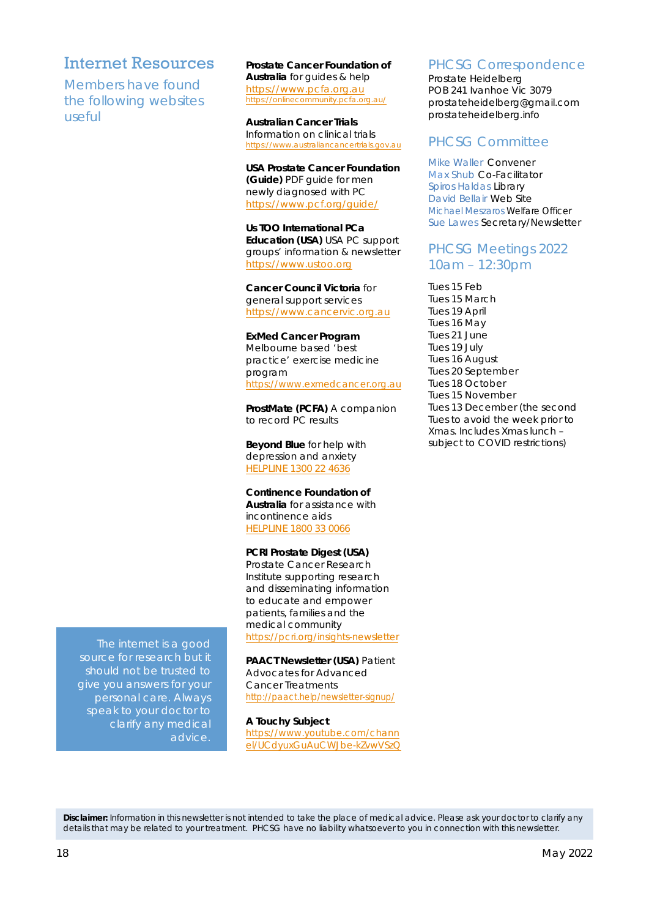# Internet Resources

## Members have found the following websites useful

**Prostate Cancer Foundation of Australia** for guides & help
https://www.pcfa.org.au
https://onlinecommunity.pcfa.org.au/

**Australian Cancer Trials**
Information on clinical trials
https://www.australiancancertrials.gov.au

**USA Prostate Cancer Foundation (Guide)** PDF guide for men newly diagnosed with PC
https://www.pcf.org/guide/

**Us TOO International PCa Education (USA)** USA PC support groups' information & newsletter
https://www.ustoo.org

**Cancer Council Victoria** for general support services
https://www.cancervic.org.au

**ExMed Cancer Program**
Melbourne based 'best practice' exercise medicine program
https://www.exmedcancer.org.au

**ProstMate (PCFA)** A companion to record PC results

**Beyond Blue** for help with depression and anxiety
HELPLINE 1300 22 4636

**Continence Foundation of Australia** for assistance with incontinence aids
HELPLINE 1800 33 0066

**PCRI Prostate Digest (USA)**
Prostate Cancer Research Institute supporting research and disseminating information to educate and empower patients, families and the medical community
https://pcri.org/insights-newsletter

**PAACT Newsletter (USA)** Patient Advocates for Advanced Cancer Treatments
http://paact.help/newsletter-signup/

**A Touchy Subject**
https://www.youtube.com/channel/UCdyuxGuAuCWJbe-kZvwVSzQ

The internet is a good source for research but it should not be trusted to give you answers for your personal care. Always speak to your doctor to clarify any medical advice.

## PHCSG Correspondence

Prostate Heidelberg
POB 241 Ivanhoe Vic 3079
prostateheidelberg@gmail.com
prostateheidelberg.info

## PHCSG Committee

Mike Waller Convener
Max Shub Co-Facilitator
Spiros Haldas Library
David Bellair Web Site
Michael Meszaros Welfare Officer
Sue Lawes Secretary/Newsletter

## PHCSG Meetings 2022 10am – 12:30pm

Tues 15 Feb
Tues 15 March
Tues 19 April
Tues 16 May
Tues 21 June
Tues 19 July
Tues 16 August
Tues 20 September
Tues 18 October
Tues 15 November
Tues 13 December (the second Tues to avoid the week prior to Xmas. Includes Xmas lunch – subject to COVID restrictions)

**Disclaimer:** Information in this newsletter is not intended to take the place of medical advice. Please ask your doctor to clarify any details that may be related to your treatment. PHCSG have no liability whatsoever to you in connection with this newsletter.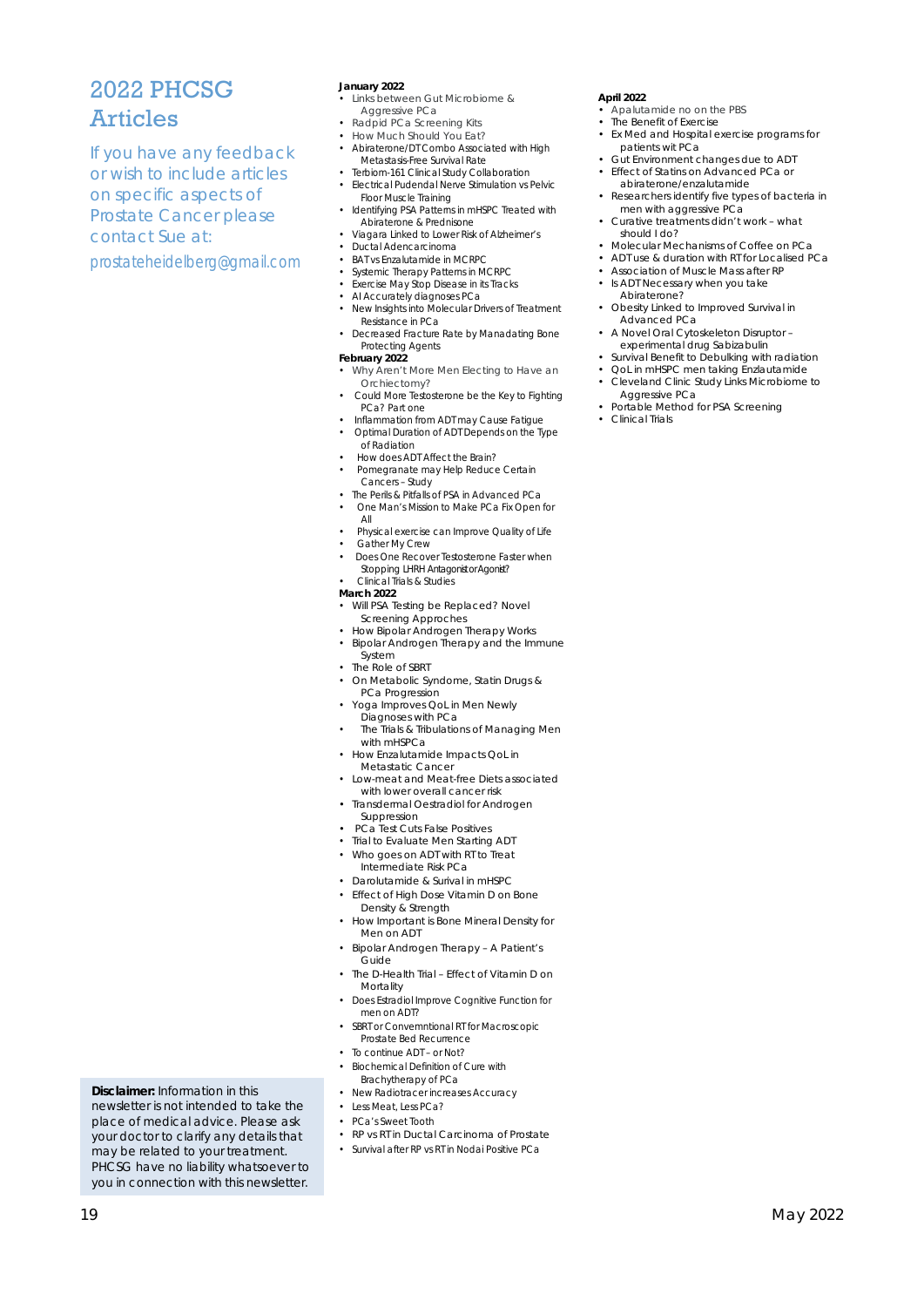# 2022 PHCSG Articles

If you have any feedback or wish to include articles on specific aspects of Prostate Cancer please contact Sue at:

prostateheidelberg@gmail.com

**Disclaimer:** Information in this newsletter is not intended to take the place of medical advice. Please ask your doctor to clarify any details that may be related to your treatment. PHCSG have no liability whatsoever to you in connection with this newsletter.

**January 2022**

- Links between Gut Microbiome & Aggressive PCa
- Radpid PCa Screening Kits
- How Much Should You Eat?
- Abiraterone/DT Combo Associated with High Metastasis-Free Survival Rate
- Terbiom-161 Clinical Study Collaboration
- Electrical Pudendal Nerve Stimulation vs Pelvic Floor Muscle Training
- Identifying PSA Patterns in mHSPC Treated with Abiraterone & Prednisone
- Viagara Linked to Lower Risk of Alzheimer's
- Ductal Adencarcinoma
- BAT vs Enzalutamide in MCRPC
- Systemic Therapy Patterns in MCRPC
- Exercise May Stop Disease in its Tracks
- AI Accurately diagnoses PCa
- New Insights into Molecular Drivers of Treatment Resistance in PCa
- Decreased Fracture Rate by Manadating Bone Protecting Agents

**February 2022**

- Why Aren't More Men Electing to Have an Orchiectomy?
- Could More Testosterone be the Key to Fighting PCa? Part one
- Inflammation from ADT may Cause Fatigue
- Optimal Duration of ADT Depends on the Type of Radiation
- How does ADT Affect the Brain?
- Pomegranate may Help Reduce Certain Cancers – Study
- The Perils & Pitfalls of PSA in Advanced PCa
- One Man's Mission to Make PCa Fix Open for All
- Physical exercise can Improve Quality of Life
- Gather My Crew
- Does One Recover Testosterone Faster when Stopping LHRH Antagonist or Agonist?
- Clinical Trials & Studies

**March 2022**

- Will PSA Testing be Replaced? Novel Screening Approches
- How Bipolar Androgen Therapy Works
- Bipolar Androgen Therapy and the Immune System
- The Role of SBRT
- On Metabolic Syndome, Statin Drugs & PCa Progression
- Yoga Improves QoL in Men Newly Diagnoses with PCa
- The Trials & Tribulations of Managing Men with mHSPCa
- How Enzalutamide Impacts QoL in Metastatic Cancer
- Low-meat and Meat-free Diets associated with lower overall cancer risk
- Transdermal Oestradiol for Androgen Suppression
- PCa Test Cuts False Positives
- Trial to Evaluate Men Starting ADT
- Who goes on ADT with RT to Treat Intermediate Risk PCa
- Darolutamide & Surival in mHSPC
- Effect of High Dose Vitamin D on Bone Density & Strength
- How Important is Bone Mineral Density for Men on ADT
- Bipolar Androgen Therapy – A Patient's Guide
- The D-Health Trial – Effect of Vitamin D on Mortality
- Does Estradiol Improve Cognitive Function for men on ADT?
- SBRT or Convemntional RT for Macroscopic Prostate Bed Recurrence
- To continue ADT – or Not?
- Biochemical Definition of Cure with Brachytherapy of PCa
- New Radiotracer increases Accuracy
- Less Meat, Less PCa?
- PCa's Sweet Tooth
- RP vs RT in Ductal Carcinoma of Prostate
- Survival after RP vs RT in Nodai Positive PCa

**April 2022**

- Apalutamide no on the PBS
- The Benefit of Exercise
- Ex Med and Hospital exercise programs for patients wit PCa
- Gut Environment changes due to ADT
- Effect of Statins on Advanced PCa or abiraterone/enzalutamide
- Researchers identify five types of bacteria in men with aggressive PCa
- Curative treatments didn't work – what should I do?
- Molecular Mechanisms of Coffee on PCa
- ADT use & duration with RT for Localised PCa
- Association of Muscle Mass after RP
- Is ADT Necessary when you take Abiraterone?
- Obesity Linked to Improved Survival in Advanced PCa
- A Novel Oral Cytoskeleton Disruptor – experimental drug Sabizabulin
- Survival Benefit to Debulking with radiation
- QoL in mHSPC men taking Enzlautamide
- Cleveland Clinic Study Links Microbiome to Aggressive PCa
- Portable Method for PSA Screening
- Clinical Trials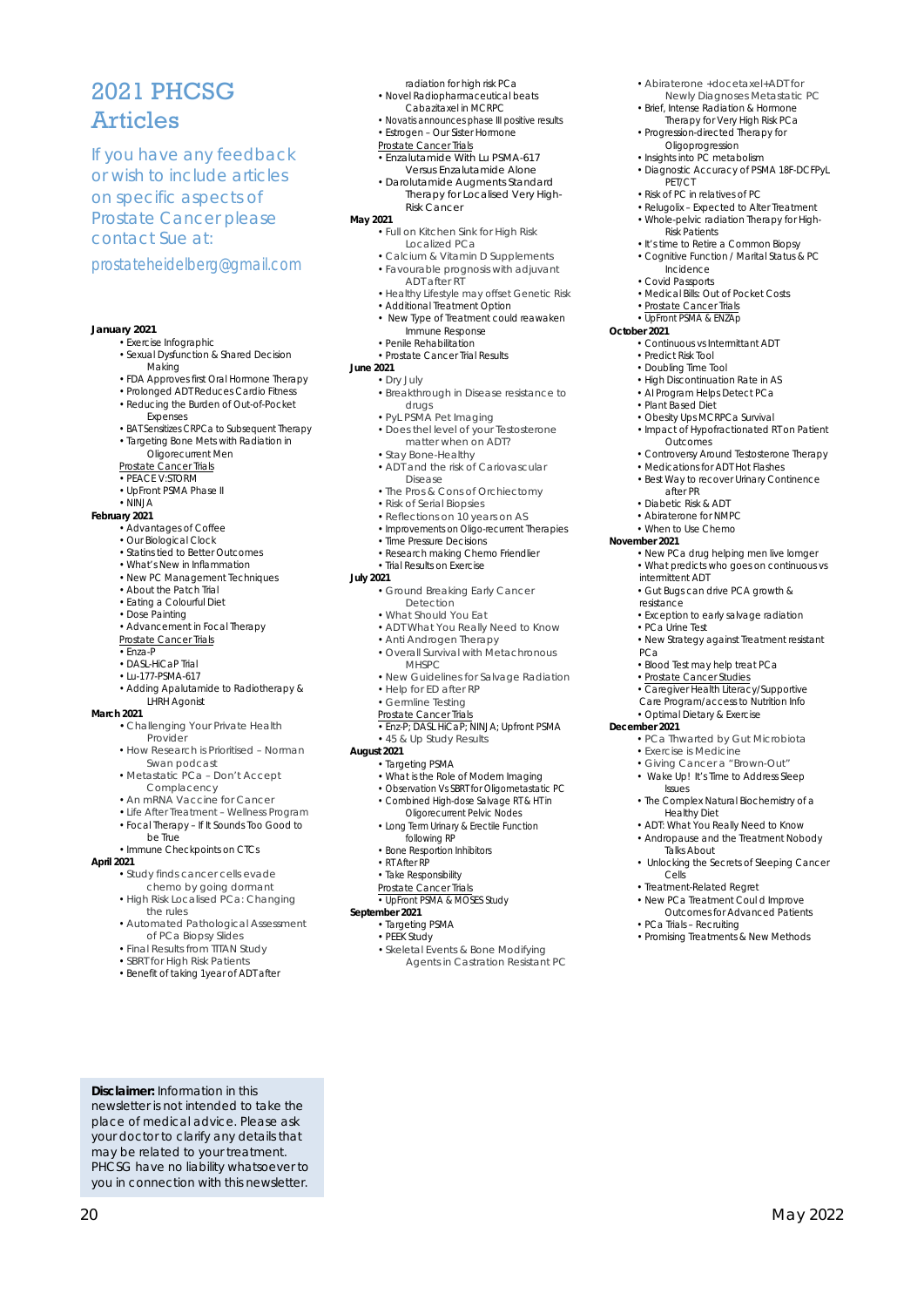# 2021 PHCSG Articles

If you have any feedback or wish to include articles on specific aspects of Prostate Cancer please contact Sue at:

prostateheidelberg@gmail.com

**January 2021**

- Exercise Infographic
- Sexual Dysfunction & Shared Decision Making
- FDA Approves first Oral Hormone Therapy
- Prolonged ADT Reduces Cardio Fitness
- Reducing the Burden of Out-of-Pocket Expenses
- BAT Sensitizes CRPCa to Subsequent Therapy
- Targeting Bone Mets with Radiation in Oligorecurrent Men

Prostate Cancer Trials

- PEACE V:STORM
- UpFront PSMA Phase II
- NINJA

**February 2021**

- Advantages of Coffee
- Our Biological Clock
- Statins tied to Better Outcomes
- What's New in Inflammation
- New PC Management Techniques
- About the Patch Trial
- Eating a Colourful Diet
- Dose Painting
- Advancement in Focal Therapy

Prostate Cancer Trials

- Enza-P
- DASL-HiCaP Trial
- Lu-177-PSMA-617
- Adding Apalutamide to Radiotherapy & LHRH Agonist

**March 2021**

- Challenging Your Private Health Provider
- How Research is Prioritised – Norman Swan podcast
- Metastatic PCa – Don't Accept Complacency
- An mRNA Vaccine for Cancer
- Life After Treatment – Wellness Program
- Focal Therapy – If It Sounds Too Good to be True
- Immune Checkpoints on CTCs

**April 2021**

- Study finds cancer cells evade chemo by going dormant
- High Risk Localised PCa: Changing the rules
- Automated Pathological Assessment of PCa Biopsy Slides
- Final Results from TITAN Study
- SBRT for High Risk Patients
- Benefit of taking 1year of ADT after radiation for high risk PCa
- Novel Radiopharmaceutical beats Cabazitaxel in MCRPC
- Novatis announces phase III positive results
- Estrogen – Our Sister Hormone

Prostate Cancer Trials

- Enzalutamide With Lu PSMA-617 Versus Enzalutamide Alone
- Darolutamide Augments Standard Therapy for Localised Very High-Risk Cancer

**May 2021**

- Full on Kitchen Sink for High Risk Localized PCa
- Calcium & Vitamin D Supplements
- Favourable prognosis with adjuvant ADT after RT
- Healthy Lifestyle may offset Genetic Risk
- Additional Treatment Option
- New Type of Treatment could reawaken Immune Response
- Penile Rehabilitation
- Prostate Cancer Trial Results

**June 2021**

- Dry July
- Breakthrough in Disease resistance to drugs
- PyL PSMA Pet Imaging
- Does the level of your Testosterone matter when on ADT?
- Stay Bone-Healthy
- ADT and the risk of Cariovascular Disease
- The Pros & Cons of Orchiectomy
- Risk of Serial Biopsies
- Reflections on 10 years on AS
- Improvements on Oligo-recurrent Therapies
- Time Pressure Decisions
- Research making Chemo Friendlier
- Trial Results on Exercise

**July 2021**

- Ground Breaking Early Cancer Detection
- What Should You Eat
- ADT What You Really Need to Know
- Anti Androgen Therapy
- Overall Survival with Metachronous MHSPC
- New Guidelines for Salvage Radiation
- Help for ED after RP
- Germline Testing

Prostate Cancer Trials

- Enz-P; DASL HiCaP; NINJA; Upfront PSMA
- 45 & Up Study Results

**August 2021**

- Targeting PSMA
- What is the Role of Modern Imaging
- Observation Vs SBRT for Oligometastatic PC
- Combined High-dose Salvage RT & HT in Oligorecurrent Pelvic Nodes
- Long Term Urinary & Erectile Function following RP
- Bone Resportion Inhibitors
- RT After RP
- Take Responsibility

Prostate Cancer Trials

- UpFront PSMA & MOSES Study

**September 2021**

- Targeting PSMA
- PEEK Study
- Skeletal Events & Bone Modifying Agents in Castration Resistant PC
- Abiraterone +docetaxel+ADT for Newly Diagnoses Metastatic PC
- Brief, Intense Radiation & Hormone Therapy for Very High Risk PCa
- Progression-directed Therapy for Oligoprogression
- Insights into PC metabolism
- Diagnostic Accuracy of PSMA 18F-DCFPyL PET/CT
- Risk of PC in relatives of PC
- Relugolix – Expected to Alter Treatment
- Whole-pelvic radiation Therapy for High-Risk Patients
- It's time to Retire a Common Biopsy
- Cognitive Function / Marital Status & PC Incidence
- Covid Passports
- Medical Bills: Out of Pocket Costs
- Prostate Cancer Trials
- UpFront PSMA & ENZAp

**October 2021**

- Continuous vs Intermittant ADT
- Predict Risk Tool
- Doubling Time Tool
- High Discontinuation Rate in AS
- AI Program Helps Detect PCa
- Plant Based Diet
- Obesity Ups MCRPCa Survival
- Impact of Hypofractionated RT on Patient Outcomes
- Controversy Around Testosterone Therapy
- Medications for ADT Hot Flashes
- Best Way to recover Urinary Continence after PR
- Diabetic Risk & ADT
- Abiraterone for NMPC
- When to Use Chemo

**November 2021**

- New PCa drug helping men live lomger
- What predicts who goes on continuous vs intermittent ADT
- Gut Bugs can drive PCA growth & resistance
- Exception to early salvage radiation
- PCa Urine Test
- New Strategy against Treatment resistant PCa
- Blood Test may help treat PCa
- Prostate Cancer Studies
- Caregiver Health Literacy/Supportive Care Program/access to Nutrition Info
- Optimal Dietary & Exercise

**December 2021**

- PCa Thwarted by Gut Microbiota
- Exercise is Medicine
- Giving Cancer a "Brown-Out"
- Wake Up! It's Time to Address Sleep Issues
- The Complex Natural Biochemistry of a Healthy Diet
- ADT: What You Really Need to Know
- Andropause and the Treatment Nobody Talks About
- Unlocking the Secrets of Sleeping Cancer Cells
- Treatment-Related Regret
- New PCa Treatment Could Improve Outcomes for Advanced Patients
- PCa Trials – Recruiting
- Promising Treatments & New Methods

**Disclaimer:** Information in this newsletter is not intended to take the place of medical advice. Please ask your doctor to clarify any details that may be related to your treatment. PHCSG have no liability whatsoever to you in connection with this newsletter.